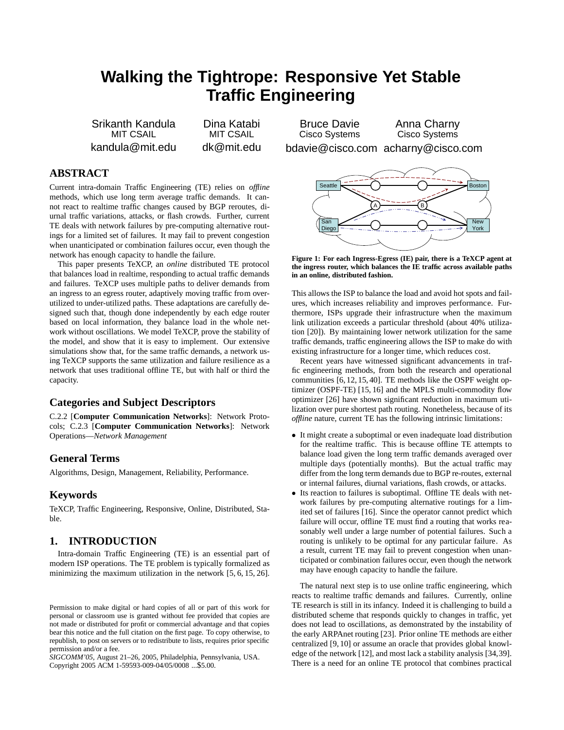# Walking the Tightrope: Responsive Yet Stable Traffic Engineering

Srikanth Kandula
MIT CSAIL
kandula@mit.edu

Dina Katabi
MIT CSAIL
dk@mit.edu

Bruce Davie
Cisco Systems
bdavie@cisco.com

Anna Charny
Cisco Systems
acharny@cisco.com

## ABSTRACT

Current intra-domain Traffic Engineering (TE) relies on *offline* methods, which use long term average traffic demands. It cannot react to realtime traffic changes caused by BGP reroutes, diurnal traffic variations, attacks, or flash crowds. Further, current TE deals with network failures by pre-computing alternative routings for a limited set of failures. It may fail to prevent congestion when unanticipated or combination failures occur, even though the network has enough capacity to handle the failure.

This paper presents TeXCP, an *online* distributed TE protocol that balances load in realtime, responding to actual traffic demands and failures. TeXCP uses multiple paths to deliver demands from an ingress to an egress router, adaptively moving traffic from over-utilized to under-utilized paths. These adaptations are carefully designed such that, though done independently by each edge router based on local information, they balance load in the whole network without oscillations. We model TeXCP, prove the stability of the model, and show that it is easy to implement. Our extensive simulations show that, for the same traffic demands, a network using TeXCP supports the same utilization and failure resilience as a network that uses traditional offline TE, but with half or third the capacity.

## Categories and Subject Descriptors

C.2.2 [**Computer Communication Networks**]: Network Protocols; C.2.3 [**Computer Communication Networks**]: Network Operations—*Network Management*

## General Terms

Algorithms, Design, Management, Reliability, Performance.

## Keywords

TeXCP, Traffic Engineering, Responsive, Online, Distributed, Stable.

## 1. INTRODUCTION

Intra-domain Traffic Engineering (TE) is an essential part of modern ISP operations. The TE problem is typically formalized as minimizing the maximum utilization in the network [5, 6, 15, 26].

Permission to make digital or hard copies of all or part of this work for personal or classroom use is granted without fee provided that copies are not made or distributed for profit or commercial advantage and that copies bear this notice and the full citation on the first page. To copy otherwise, to republish, to post on servers or to redistribute to lists, requires prior specific permission and/or a fee.
*SIGCOMM'05*, August 21–26, 2005, Philadelphia, Pennsylvania, USA.
Copyright 2005 ACM 1-59593-009-04/05/0008 ...$5.00.

Seattle
Boston
A
B
San Diego
New York

**Figure 1: For each Ingress-Egress (IE) pair, there is a TeXCP agent at the ingress router, which balances the IE traffic across available paths in an online, distributed fashion.**

This allows the ISP to balance the load and avoid hot spots and failures, which increases reliability and improves performance. Furthermore, ISPs upgrade their infrastructure when the maximum link utilization exceeds a particular threshold (about 40% utilization [20]). By maintaining lower network utilization for the same traffic demands, traffic engineering allows the ISP to make do with existing infrastructure for a longer time, which reduces cost.

Recent years have witnessed significant advancements in traffic engineering methods, from both the research and operational communities [6, 12, 15, 40]. TE methods like the OSPF weight optimizer (OSPF-TE) [15, 16] and the MPLS multi-commodity flow optimizer [26] have shown significant reduction in maximum utilization over pure shortest path routing. Nonetheless, because of its *offline* nature, current TE has the following intrinsic limitations:

- It might create a suboptimal or even inadequate load distribution for the realtime traffic. This is because offline TE attempts to balance load given the long term traffic demands averaged over multiple days (potentially months). But the actual traffic may differ from the long term demands due to BGP re-routes, external or internal failures, diurnal variations, flash crowds, or attacks.
- Its reaction to failures is suboptimal. Offline TE deals with network failures by pre-computing alternative routings for a limited set of failures [16]. Since the operator cannot predict which failure will occur, offline TE must find a routing that works reasonably well under a large number of potential failures. Such a routing is unlikely to be optimal for any particular failure. As a result, current TE may fail to prevent congestion when unanticipated or combination failures occur, even though the network may have enough capacity to handle the failure.

The natural next step is to use online traffic engineering, which reacts to realtime traffic demands and failures. Currently, online TE research is still in its infancy. Indeed it is challenging to build a distributed scheme that responds quickly to changes in traffic, yet does not lead to oscillations, as demonstrated by the instability of the early ARPAnet routing [23]. Prior online TE methods are either centralized [9, 10] or assume an oracle that provides global knowledge of the network [12], and most lack a stability analysis [34, 39]. There is a need for an online TE protocol that combines practical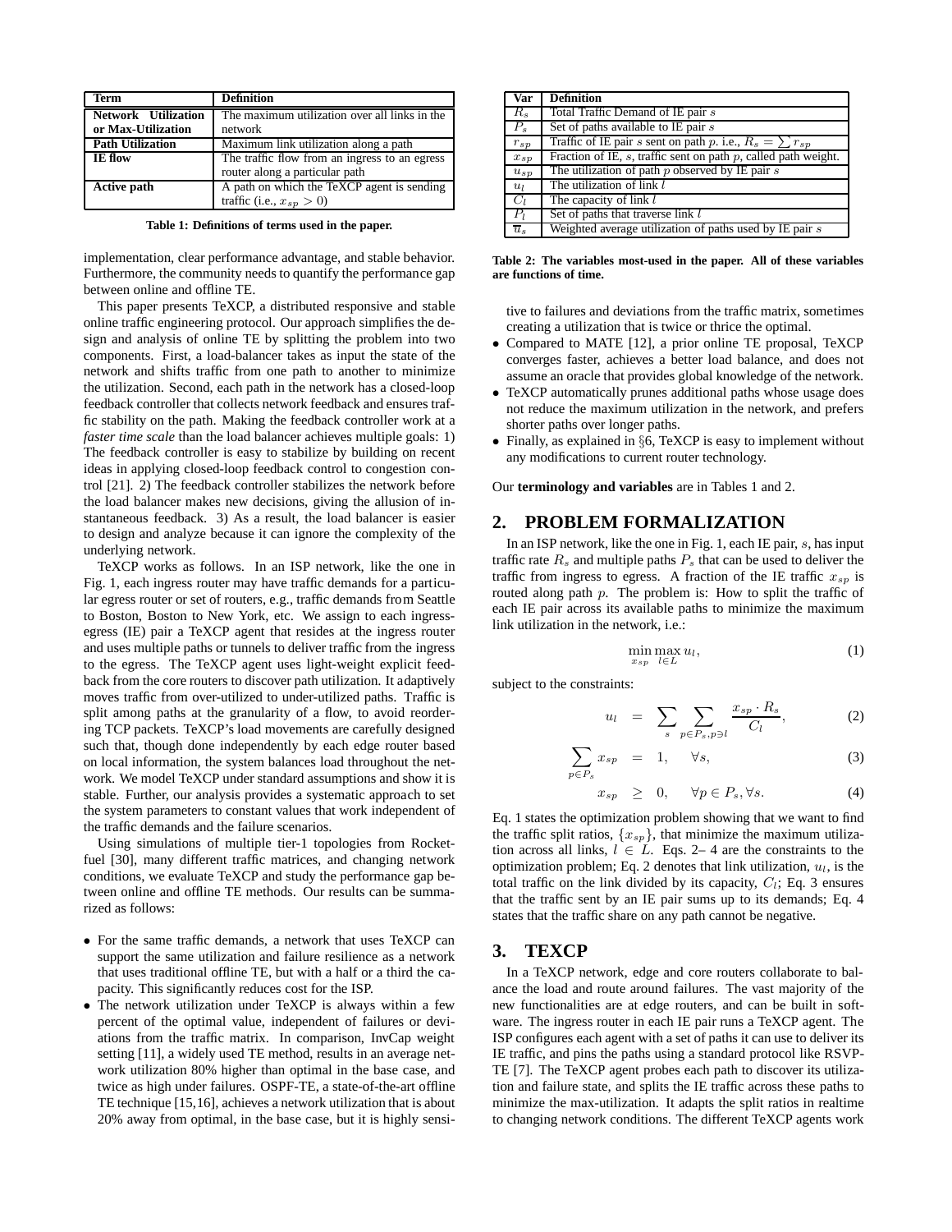| Term | Definition |
|---|---|
| **Network Utilization or Max-Utilization** | The maximum utilization over all links in the network |
| **Path Utilization** | Maximum link utilization along a path |
| **IE flow** | The traffic flow from an ingress to an egress router along a particular path |
| **Active path** | A path on which the TeXCP agent is sending traffic (i.e., $x_{sp} > 0$) |

**Table 1: Definitions of terms used in the paper.**

| Var | Definition |
|---|---|
| $R_s$ | Total Traffic Demand of IE pair $s$ |
| $P_s$ | Set of paths available to IE pair $s$ |
| $r_{sp}$ | Traffic of IE pair $s$ sent on path $p$. i.e., $R_s = \sum r_{sp}$ |
| $x_{sp}$ | Fraction of IE, $s$, traffic sent on path $p$, called path weight. |
| $u_{sp}$ | The utilization of path $p$ observed by IE pair $s$ |
| $u_l$ | The utilization of link $l$ |
| $C_l$ | The capacity of link $l$ |
| $P_l$ | Set of paths that traverse link $l$ |
| $\overline{u}_s$ | Weighted average utilization of paths used by IE pair $s$ |

**Table 2: The variables most-used in the paper. All of these variables are functions of time.**

implementation, clear performance advantage, and stable behavior. Furthermore, the community needs to quantify the performance gap between online and offline TE.

This paper presents TeXCP, a distributed responsive and stable online traffic engineering protocol. Our approach simplifies the design and analysis of online TE by splitting the problem into two components. First, a load-balancer takes as input the state of the network and shifts traffic from one path to another to minimize the utilization. Second, each path in the network has a closed-loop feedback controller that collects network feedback and ensures traffic stability on the path. Making the feedback controller work at a *faster time scale* than the load balancer achieves multiple goals: 1) The feedback controller is easy to stabilize by building on recent ideas in applying closed-loop feedback control to congestion control [21]. 2) The feedback controller stabilizes the network before the load balancer makes new decisions, giving the allusion of instantaneous feedback. 3) As a result, the load balancer is easier to design and analyze because it can ignore the complexity of the underlying network.

TeXCP works as follows. In an ISP network, like the one in Fig. 1, each ingress router may have traffic demands for a particular egress router or set of routers, e.g., traffic demands from Seattle to Boston, Boston to New York, etc. We assign to each ingress-egress (IE) pair a TeXCP agent that resides at the ingress router and uses multiple paths or tunnels to deliver traffic from the ingress to the egress. The TeXCP agent uses light-weight explicit feedback from the core routers to discover path utilization. It adaptively moves traffic from over-utilized to under-utilized paths. Traffic is split among paths at the granularity of a flow, to avoid reordering TCP packets. TeXCP's load movements are carefully designed such that, though done independently by each edge router based on local information, the system balances load throughout the network. We model TeXCP under standard assumptions and show it is stable. Further, our analysis provides a systematic approach to set the system parameters to constant values that work independent of the traffic demands and the failure scenarios.

Using simulations of multiple tier-1 topologies from Rocketfuel [30], many different traffic matrices, and changing network conditions, we evaluate TeXCP and study the performance gap between online and offline TE methods. Our results can be summarized as follows:

- For the same traffic demands, a network that uses TeXCP can support the same utilization and failure resilience as a network that uses traditional offline TE, but with a half or a third the capacity. This significantly reduces cost for the ISP.
- The network utilization under TeXCP is always within a few percent of the optimal value, independent of failures or deviations from the traffic matrix. In comparison, InvCap weight setting [11], a widely used TE method, results in an average network utilization 80% higher than optimal in the base case, and twice as high under failures. OSPF-TE, a state-of-the-art offline TE technique [15,16], achieves a network utilization that is about 20% away from optimal, in the base case, but it is highly sensitive to failures and deviations from the traffic matrix, sometimes creating a utilization that is twice or thrice the optimal.
- Compared to MATE [12], a prior online TE proposal, TeXCP converges faster, achieves a better load balance, and does not assume an oracle that provides global knowledge of the network.
- TeXCP automatically prunes additional paths whose usage does not reduce the maximum utilization in the network, and prefers shorter paths over longer paths.
- Finally, as explained in §6, TeXCP is easy to implement without any modifications to current router technology.

Our **terminology and variables** are in Tables 1 and 2.

## 2. PROBLEM FORMALIZATION

In an ISP network, like the one in Fig. 1, each IE pair, $s$, has input traffic rate $R_s$ and multiple paths $P_s$ that can be used to deliver the traffic from ingress to egress. A fraction of the IE traffic $x_{sp}$ is routed along path $p$. The problem is: How to split the traffic of each IE pair across its available paths to minimize the maximum link utilization in the network, i.e.:

$$\min_{x_{sp}} \max_{l \in L} u_l, \tag{1}$$

subject to the constraints:

$$u_l = \sum_{s} \sum_{p \in P_s, p \ni l} \frac{x_{sp} \cdot R_s}{C_l}, \tag{2}$$

$$\sum_{p \in P_s} x_{sp} = 1, \quad \forall s, \tag{3}$$

$$x_{sp} \geq 0, \quad \forall p \in P_s, \forall s. \tag{4}$$

Eq. 1 states the optimization problem showing that we want to find the traffic split ratios, $\{x_{sp}\}$, that minimize the maximum utilization across all links, $l \in L$. Eqs. 2– 4 are the constraints to the optimization problem; Eq. 2 denotes that link utilization, $u_l$, is the total traffic on the link divided by its capacity, $C_l$; Eq. 3 ensures that the traffic sent by an IE pair sums up to its demands; Eq. 4 states that the traffic share on any path cannot be negative.

## 3. TEXCP

In a TeXCP network, edge and core routers collaborate to balance the load and route around failures. The vast majority of the new functionalities are at edge routers, and can be built in software. The ingress router in each IE pair runs a TeXCP agent. The ISP configures each agent with a set of paths it can use to deliver its IE traffic, and pins the paths using a standard protocol like RSVP-TE [7]. The TeXCP agent probes each path to discover its utilization and failure state, and splits the IE traffic across these paths to minimize the max-utilization. It adapts the split ratios in realtime to changing network conditions. The different TeXCP agents work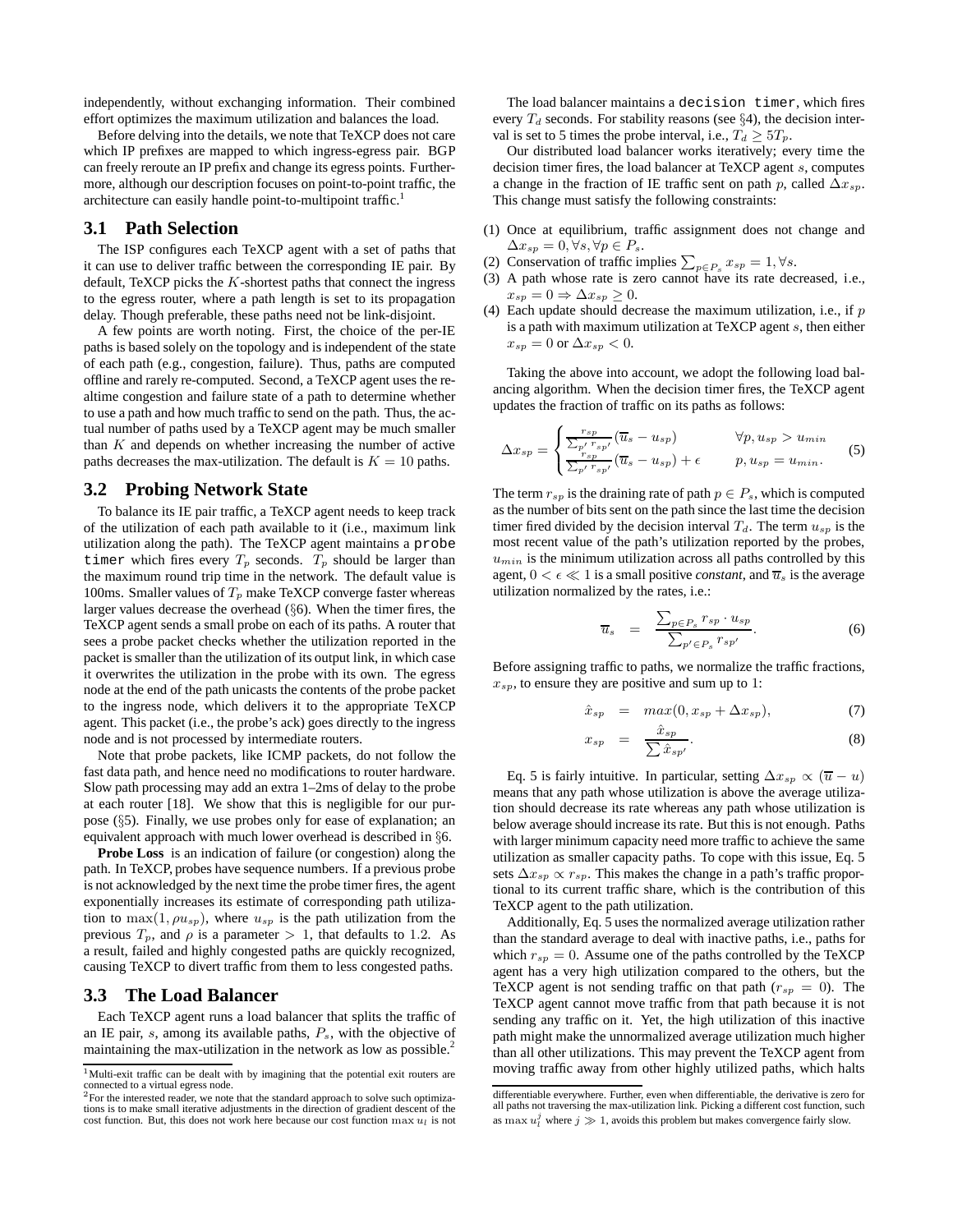independently, without exchanging information. Their combined effort optimizes the maximum utilization and balances the load.

Before delving into the details, we note that TeXCP does not care which IP prefixes are mapped to which ingress-egress pair. BGP can freely reroute an IP prefix and change its egress points. Furthermore, although our description focuses on point-to-point traffic, the architecture can easily handle point-to-multipoint traffic.[1]

## 3.1 Path Selection

The ISP configures each TeXCP agent with a set of paths that it can use to deliver traffic between the corresponding IE pair. By default, TeXCP picks the $K$-shortest paths that connect the ingress to the egress router, where a path length is set to its propagation delay. Though preferable, these paths need not be link-disjoint.

A few points are worth noting. First, the choice of the per-IE paths is based solely on the topology and is independent of the state of each path (e.g., congestion, failure). Thus, paths are computed offline and rarely re-computed. Second, a TeXCP agent uses the realtime congestion and failure state of a path to determine whether to use a path and how much traffic to send on the path. Thus, the actual number of paths used by a TeXCP agent may be much smaller than $K$ and depends on whether increasing the number of active paths decreases the max-utilization. The default is $K = 10$ paths.

## 3.2 Probing Network State

To balance its IE pair traffic, a TeXCP agent needs to keep track of the utilization of each path available to it (i.e., maximum link utilization along the path). The TeXCP agent maintains a `probe timer` which fires every $T_p$ seconds. $T_p$ should be larger than the maximum round trip time in the network. The default value is 100ms. Smaller values of $T_p$ make TeXCP converge faster whereas larger values decrease the overhead (§6). When the timer fires, the TeXCP agent sends a small probe on each of its paths. A router that sees a probe packet checks whether the utilization reported in the packet is smaller than the utilization of its output link, in which case it overwrites the utilization in the probe with its own. The egress node at the end of the path unicasts the contents of the probe packet to the ingress node, which delivers it to the appropriate TeXCP agent. This packet (i.e., the probe's ack) goes directly to the ingress node and is not processed by intermediate routers.

Note that probe packets, like ICMP packets, do not follow the fast data path, and hence need no modifications to router hardware. Slow path processing may add an extra 1–2ms of delay to the probe at each router [18]. We show that this is negligible for our purpose (§5). Finally, we use probes only for ease of explanation; an equivalent approach with much lower overhead is described in §6.

**Probe Loss** is an indication of failure (or congestion) along the path. In TeXCP, probes have sequence numbers. If a previous probe is not acknowledged by the next time the probe timer fires, the agent exponentially increases its estimate of corresponding path utilization to $\max(1, \rho u_{sp})$, where $u_{sp}$ is the path utilization from the previous $T_p$, and $\rho$ is a parameter $> 1$, that defaults to 1.2. As a result, failed and highly congested paths are quickly recognized, causing TeXCP to divert traffic from them to less congested paths.

## 3.3 The Load Balancer

Each TeXCP agent runs a load balancer that splits the traffic of an IE pair, $s$, among its available paths, $P_s$, with the objective of maintaining the max-utilization in the network as low as possible.[2]

The load balancer maintains a `decision timer`, which fires every $T_d$ seconds. For stability reasons (see §4), the decision interval is set to 5 times the probe interval, i.e., $T_d \geq 5T_p$.

Our distributed load balancer works iteratively; every time the decision timer fires, the load balancer at TeXCP agent $s$, computes a change in the fraction of IE traffic sent on path $p$, called $\Delta x_{sp}$. This change must satisfy the following constraints:

(1) Once at equilibrium, traffic assignment does not change and $\Delta x_{sp} = 0, \forall s, \forall p \in P_s$.

(2) Conservation of traffic implies $\sum_{p \in P_s} x_{sp} = 1, \forall s$.

(3) A path whose rate is zero cannot have its rate decreased, i.e., $x_{sp} = 0 \Rightarrow \Delta x_{sp} \geq 0$.

(4) Each update should decrease the maximum utilization, i.e., if $p$ is a path with maximum utilization at TeXCP agent $s$, then either $x_{sp} = 0$ or $\Delta x_{sp} < 0$.

Taking the above into account, we adopt the following load balancing algorithm. When the decision timer fires, the TeXCP agent updates the fraction of traffic on its paths as follows:

$$\Delta x_{sp} = \begin{cases} \frac{r_{sp}}{\sum_{p'} r_{sp'}}(\overline{u}_s - u_{sp}) & \forall p, u_{sp} > u_{min} \\ \frac{r_{sp}}{\sum_{p'} r_{sp'}}(\overline{u}_s - u_{sp}) + \epsilon & p, u_{sp} = u_{min}. \end{cases} \quad (5)$$

The term $r_{sp}$ is the draining rate of path $p \in P_s$, which is computed as the number of bits sent on the path since the last time the decision timer fired divided by the decision interval $T_d$. The term $u_{sp}$ is the most recent value of the path's utilization reported by the probes, $u_{min}$ is the minimum utilization across all paths controlled by this agent, $0 < \epsilon \ll 1$ is a small positive *constant*, and $\overline{u}_s$ is the average utilization normalized by the rates, i.e.:

$$\overline{u}_s = \frac{\sum_{p \in P_s} r_{sp} \cdot u_{sp}}{\sum_{p' \in P_s} r_{sp'}}. \quad (6)$$

Before assigning traffic to paths, we normalize the traffic fractions, $x_{sp}$, to ensure they are positive and sum up to 1:

$$\hat{x}_{sp} = max(0, x_{sp} + \Delta x_{sp}), \quad (7)$$

$$x_{sp} = \frac{\hat{x}_{sp}}{\sum \hat{x}_{sp'}}. \quad (8)$$

Eq. 5 is fairly intuitive. In particular, setting $\Delta x_{sp} \propto (\overline{u} - u)$ means that any path whose utilization is above the average utilization should decrease its rate whereas any path whose utilization is below average should increase its rate. But this is not enough. Paths with larger minimum capacity need more traffic to achieve the same utilization as smaller capacity paths. To cope with this issue, Eq. 5 sets $\Delta x_{sp} \propto r_{sp}$. This makes the change in a path's traffic proportional to its current traffic share, which is the contribution of this TeXCP agent to the path utilization.

Additionally, Eq. 5 uses the normalized average utilization rather than the standard average to deal with inactive paths, i.e., paths for which $r_{sp} = 0$. Assume one of the paths controlled by the TeXCP agent has a very high utilization compared to the others, but the TeXCP agent is not sending traffic on that path ($r_{sp} = 0$). The TeXCP agent cannot move traffic from that path because it is not sending any traffic on it. Yet, the high utilization of this inactive path might make the unnormalized average utilization much higher than all other utilizations. This may prevent the TeXCP agent from moving traffic away from other highly utilized paths, which halts

---

[1] Multi-exit traffic can be dealt with by imagining that the potential exit routers are connected to a virtual egress node.

[2] For the interested reader, we note that the standard approach to solve such optimizations is to make small iterative adjustments in the direction of gradient descent of the cost function. But, this does not work here because our cost function $\max u_l$ is not differentiable everywhere. Further, even when differentiable, the derivative is zero for all paths not traversing the max-utilization link. Picking a different cost function, such as $\max u_l^j$ where $j \gg 1$, avoids this problem but makes convergence fairly slow.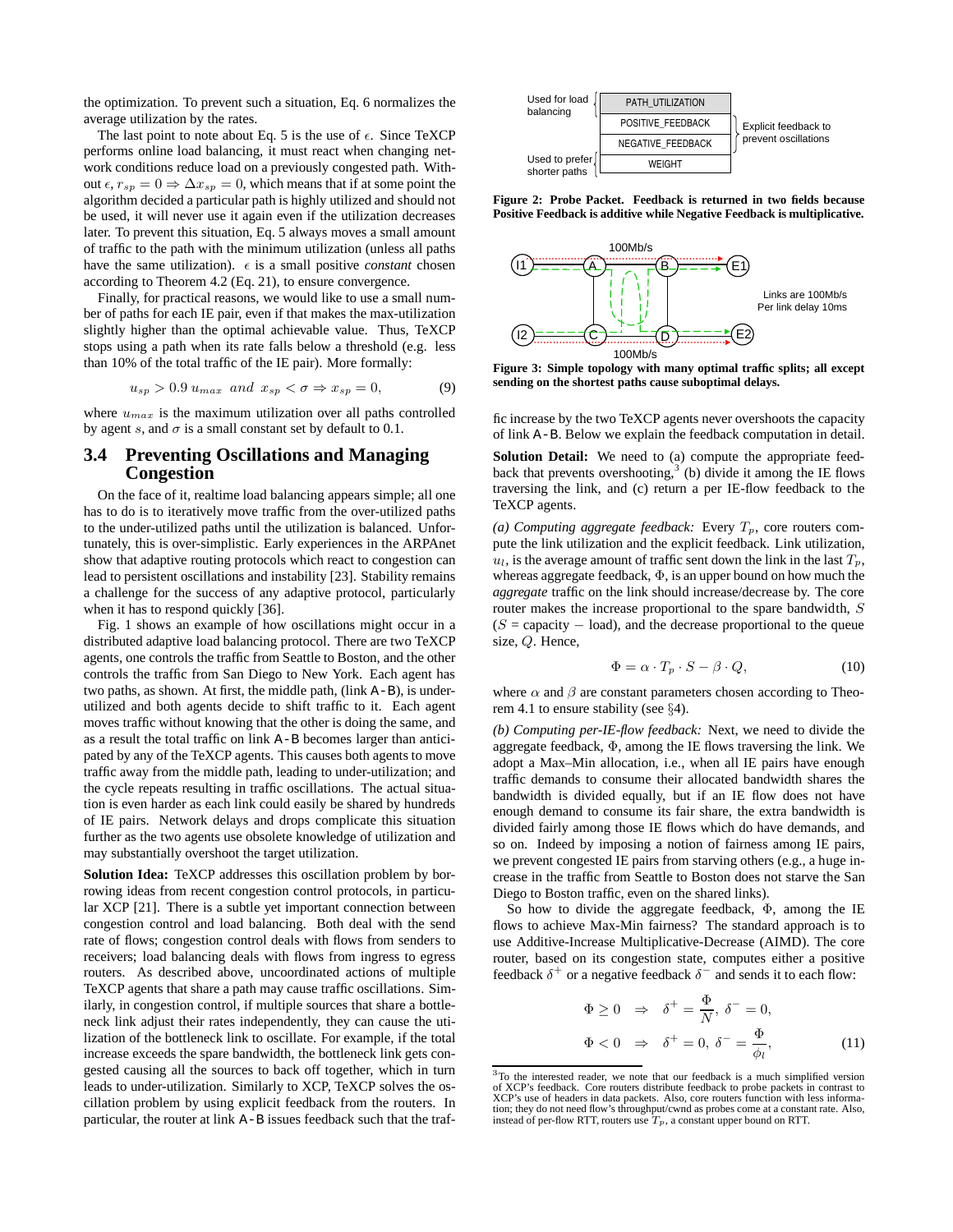the optimization. To prevent such a situation, Eq. 6 normalizes the average utilization by the rates.

The last point to note about Eq. 5 is the use of $\epsilon$. Since TeXCP performs online load balancing, it must react when changing network conditions reduce load on a previously congested path. Without $\epsilon$, $r_{sp} = 0 \Rightarrow \Delta x_{sp} = 0$, which means that if at some point the algorithm decided a particular path is highly utilized and should not be used, it will never use it again even if the utilization decreases later. To prevent this situation, Eq. 5 always moves a small amount of traffic to the path with the minimum utilization (unless all paths have the same utilization). $\epsilon$ is a small positive *constant* chosen according to Theorem 4.2 (Eq. 21), to ensure convergence.

Finally, for practical reasons, we would like to use a small number of paths for each IE pair, even if that makes the max-utilization slightly higher than the optimal achievable value. Thus, TeXCP stops using a path when its rate falls below a threshold (e.g. less than 10% of the total traffic of the IE pair). More formally:

$$u_{sp} > 0.9\, u_{max} \ \ and \ \ x_{sp} < \sigma \Rightarrow x_{sp} = 0, \tag{9}$$

where $u_{max}$ is the maximum utilization over all paths controlled by agent $s$, and $\sigma$ is a small constant set by default to 0.1.

## 3.4 Preventing Oscillations and Managing Congestion

On the face of it, realtime load balancing appears simple; all one has to do is to iteratively move traffic from the over-utilized paths to the under-utilized paths until the utilization is balanced. Unfortunately, this is over-simplistic. Early experiences in the ARPAnet show that adaptive routing protocols which react to congestion can lead to persistent oscillations and instability [23]. Stability remains a challenge for the success of any adaptive protocol, particularly when it has to respond quickly [36].

Fig. 1 shows an example of how oscillations might occur in a distributed adaptive load balancing protocol. There are two TeXCP agents, one controls the traffic from Seattle to Boston, and the other controls the traffic from San Diego to New York. Each agent has two paths, as shown. At first, the middle path, (link A-B), is under-utilized and both agents decide to shift traffic to it. Each agent moves traffic without knowing that the other is doing the same, and as a result the total traffic on link A-B becomes larger than anticipated by any of the TeXCP agents. This causes both agents to move traffic away from the middle path, leading to under-utilization; and the cycle repeats resulting in traffic oscillations. The actual situation is even harder as each link could easily be shared by hundreds of IE pairs. Network delays and drops complicate this situation further as the two agents use obsolete knowledge of utilization and may substantially overshoot the target utilization.

**Solution Idea:** TeXCP addresses this oscillation problem by borrowing ideas from recent congestion control protocols, in particular XCP [21]. There is a subtle yet important connection between congestion control and load balancing. Both deal with the send rate of flows; congestion control deals with flows from senders to receivers; load balancing deals with flows from ingress to egress routers. As described above, uncoordinated actions of multiple TeXCP agents that share a path may cause traffic oscillations. Similarly, in congestion control, if multiple sources that share a bottleneck link adjust their rates independently, they can cause the utilization of the bottleneck link to oscillate. For example, if the total increase exceeds the spare bandwidth, the bottleneck link gets congested causing all the sources to back off together, which in turn leads to under-utilization. Similarly to XCP, TeXCP solves the oscillation problem by using explicit feedback from the routers. In particular, the router at link A-B issues feedback such that the traffic increase by the two TeXCP agents never overshoots the capacity of link A-B. Below we explain the feedback computation in detail.

| | | |
|---|---|---|
| Used for load balancing | PATH_UTILIZATION | |
| | POSITIVE_FEEDBACK | Explicit feedback to prevent oscillations |
| | NEGATIVE_FEEDBACK | |
| Used to prefer shorter paths | WEIGHT | |

**Figure 2: Probe Packet. Feedback is returned in two fields because Positive Feedback is additive while Negative Feedback is multiplicative.**

**Figure 3: Simple topology with many optimal traffic splits; all except sending on the shortest paths cause suboptimal delays.**

**Solution Detail:** We need to (a) compute the appropriate feedback that prevents overshooting,[3] (b) divide it among the IE flows traversing the link, and (c) return a per IE-flow feedback to the TeXCP agents.

*(a) Computing aggregate feedback:* Every $T_p$, core routers compute the link utilization and the explicit feedback. Link utilization, $u_l$, is the average amount of traffic sent down the link in the last $T_p$, whereas aggregate feedback, $\Phi$, is an upper bound on how much the *aggregate* traffic on the link should increase/decrease by. The core router makes the increase proportional to the spare bandwidth, $S$ ($S$ = capacity − load), and the decrease proportional to the queue size, $Q$. Hence,

$$\Phi = \alpha \cdot T_p \cdot S - \beta \cdot Q, \tag{10}$$

where $\alpha$ and $\beta$ are constant parameters chosen according to Theorem 4.1 to ensure stability (see §4).

*(b) Computing per-IE-flow feedback:* Next, we need to divide the aggregate feedback, $\Phi$, among the IE flows traversing the link. We adopt a Max–Min allocation, i.e., when all IE pairs have enough traffic demands to consume their allocated bandwidth shares the bandwidth is divided equally, but if an IE flow does not have enough demand to consume its fair share, the extra bandwidth is divided fairly among those IE flows which do have demands, and so on. Indeed by imposing a notion of fairness among IE pairs, we prevent congested IE pairs from starving others (e.g., a huge increase in the traffic from Seattle to Boston does not starve the San Diego to Boston traffic, even on the shared links).

So how to divide the aggregate feedback, $\Phi$, among the IE flows to achieve Max-Min fairness? The standard approach is to use Additive-Increase Multiplicative-Decrease (AIMD). The core router, based on its congestion state, computes either a positive feedback $\delta^+$ or a negative feedback $\delta^-$ and sends it to each flow:

$$\Phi \geq 0 \ \ \Rightarrow \ \ \delta^+ = \frac{\Phi}{N},\ \delta^- = 0,$$

$$\Phi < 0 \ \ \Rightarrow \ \ \delta^+ = 0,\ \delta^- = \frac{\Phi}{\phi_l}, \tag{11}$$

[3] To the interested reader, we note that our feedback is a much simplified version of XCP's feedback. Core routers distribute feedback to probe packets in contrast to XCP's use of headers in data packets. Also, core routers function with less information; they do not need flow's throughput/cwnd as probes come at a constant rate. Also, instead of per-flow RTT, routers use $T_p$, a constant upper bound on RTT.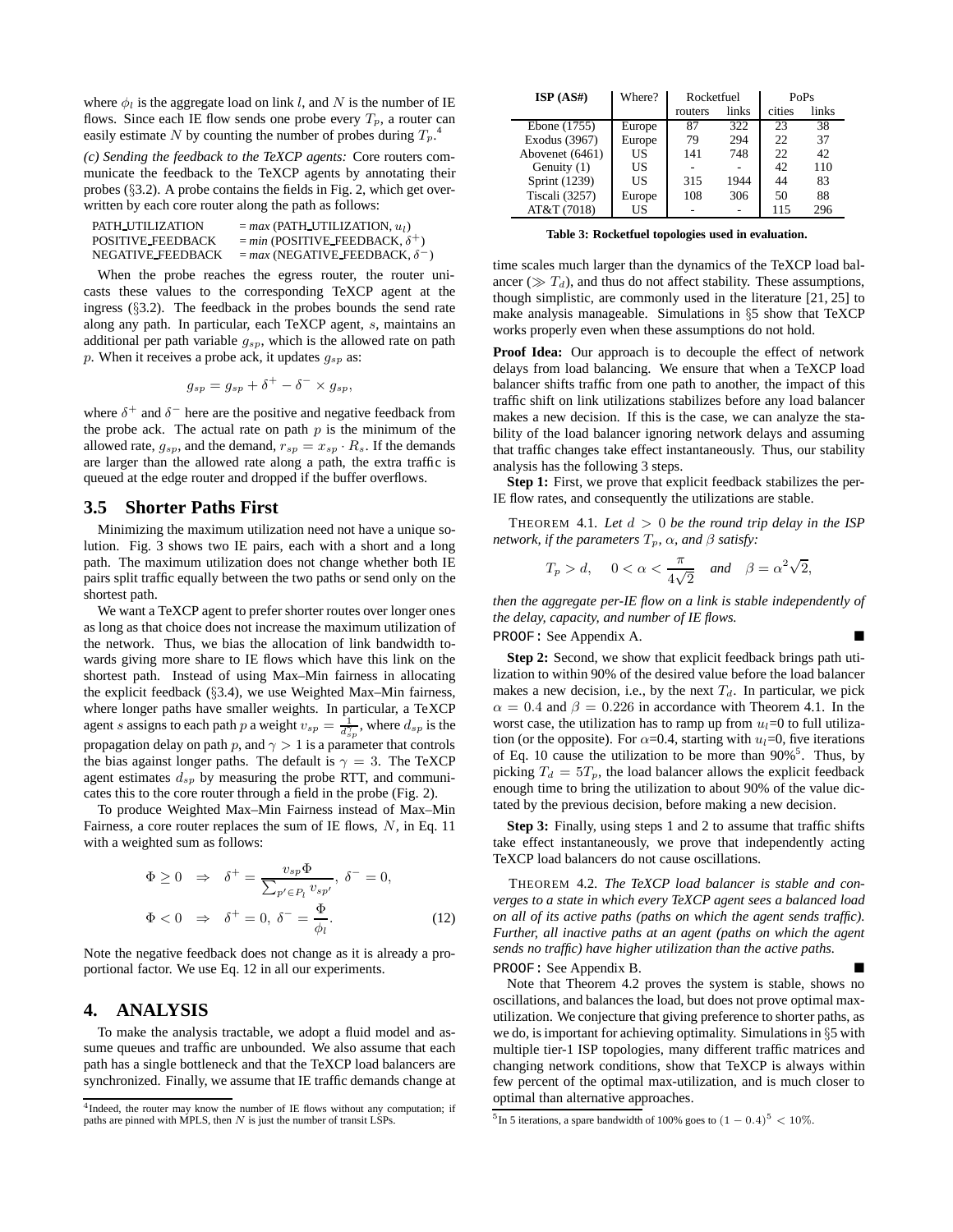where $\phi_l$ is the aggregate load on link $l$, and $N$ is the number of IE flows. Since each IE flow sends one probe every $T_p$, a router can easily estimate $N$ by counting the number of probes during $T_p$.[4]

*(c) Sending the feedback to the TeXCP agents:* Core routers communicate the feedback to the TeXCP agents by annotating their probes (§3.2). A probe contains the fields in Fig. 2, which get overwritten by each core router along the path as follows:

PATH_UTILIZATION = *max* (PATH_UTILIZATION, $u_l$)
POSITIVE_FEEDBACK = *min* (POSITIVE_FEEDBACK, $\delta^+$)
NEGATIVE_FEEDBACK = *max* (NEGATIVE_FEEDBACK, $\delta^-$)

When the probe reaches the egress router, the router unicasts these values to the corresponding TeXCP agent at the ingress (§3.2). The feedback in the probes bounds the send rate along any path. In particular, each TeXCP agent, $s$, maintains an additional per path variable $g_{sp}$, which is the allowed rate on path $p$. When it receives a probe ack, it updates $g_{sp}$ as:

$$g_{sp} = g_{sp} + \delta^+ - \delta^- \times g_{sp},$$

where $\delta^+$ and $\delta^-$ here are the positive and negative feedback from the probe ack. The actual rate on path $p$ is the minimum of the allowed rate, $g_{sp}$, and the demand, $r_{sp} = x_{sp} \cdot R_s$. If the demands are larger than the allowed rate along a path, the extra traffic is queued at the edge router and dropped if the buffer overflows.

## 3.5 Shorter Paths First

Minimizing the maximum utilization need not have a unique solution. Fig. 3 shows two IE pairs, each with a short and a long path. The maximum utilization does not change whether both IE pairs split traffic equally between the two paths or send only on the shortest path.

We want a TeXCP agent to prefer shorter routes over longer ones as long as that choice does not increase the maximum utilization of the network. Thus, we bias the allocation of link bandwidth towards giving more share to IE flows which have this link on the shortest path. Instead of using Max–Min fairness in allocating the explicit feedback (§3.4), we use Weighted Max–Min fairness, where longer paths have smaller weights. In particular, a TeXCP agent $s$ assigns to each path $p$ a weight $v_{sp} = \frac{1}{d_{sp}^{\gamma}}$, where $d_{sp}$ is the propagation delay on path $p$, and $\gamma > 1$ is a parameter that controls the bias against longer paths. The default is $\gamma = 3$. The TeXCP agent estimates $d_{sp}$ by measuring the probe RTT, and communicates this to the core router through a field in the probe (Fig. 2).

To produce Weighted Max–Min Fairness instead of Max–Min Fairness, a core router replaces the sum of IE flows, $N$, in Eq. 11 with a weighted sum as follows:

$$\Phi \geq 0 \quad \Rightarrow \quad \delta^+ = \frac{v_{sp}\Phi}{\sum_{p' \in P_l} v_{sp'}},\ \delta^- = 0,$$
$$\Phi < 0 \quad \Rightarrow \quad \delta^+ = 0,\ \delta^- = \frac{\Phi}{\phi_l}. \tag{12}$$

Note the negative feedback does not change as it is already a proportional factor. We use Eq. 12 in all our experiments.

# 4. ANALYSIS

To make the analysis tractable, we adopt a fluid model and assume queues and traffic are unbounded. We also assume that each path has a single bottleneck and that the TeXCP load balancers are synchronized. Finally, we assume that IE traffic demands change at time scales much larger than the dynamics of the TeXCP load balancer ($\gg T_d$), and thus do not affect stability. These assumptions, though simplistic, are commonly used in the literature [21, 25] to make analysis manageable. Simulations in §5 show that TeXCP works properly even when these assumptions do not hold.

[4] Indeed, the router may know the number of IE flows without any computation; if paths are pinned with MPLS, then $N$ is just the number of transit LSPs.

| ISP (AS#) | Where? | Rocketfuel | | PoPs | |
|---|---|---|---|---|---|
| | | routers | links | cities | links |
| Ebone (1755) | Europe | 87 | 322 | 23 | 38 |
| Exodus (3967) | Europe | 79 | 294 | 22 | 37 |
| Abovenet (6461) | US | 141 | 748 | 22 | 42 |
| Genuity (1) | US | - | - | 42 | 110 |
| Sprint (1239) | US | 315 | 1944 | 44 | 83 |
| Tiscali (3257) | Europe | 108 | 306 | 50 | 88 |
| AT&T (7018) | US | - | - | 115 | 296 |

**Table 3: Rocketfuel topologies used in evaluation.**

**Proof Idea:** Our approach is to decouple the effect of network delays from load balancing. We ensure that when a TeXCP load balancer shifts traffic from one path to another, the impact of this traffic shift on link utilizations stabilizes before any load balancer makes a new decision. If this is the case, we can analyze the stability of the load balancer ignoring network delays and assuming that traffic changes take effect instantaneously. Thus, our stability analysis has the following 3 steps.

**Step 1:** First, we prove that explicit feedback stabilizes the per-IE flow rates, and consequently the utilizations are stable.

THEOREM 4.1. *Let $d > 0$ be the round trip delay in the ISP network, if the parameters $T_p$, $\alpha$, and $\beta$ satisfy:*

$$T_p > d, \quad 0 < \alpha < \frac{\pi}{4\sqrt{2}} \quad \textit{and} \quad \beta = \alpha^2\sqrt{2},$$

*then the aggregate per-IE flow on a link is stable independently of the delay, capacity, and number of IE flows.*

PROOF: See Appendix A. ∎

**Step 2:** Second, we show that explicit feedback brings path utilization to within 90% of the desired value before the load balancer makes a new decision, i.e., by the next $T_d$. In particular, we pick $\alpha = 0.4$ and $\beta = 0.226$ in accordance with Theorem 4.1. In the worst case, the utilization has to ramp up from $u_l$=0 to full utilization (or the opposite). For $\alpha$=0.4, starting with $u_l$=0, five iterations of Eq. 10 cause the utilization to be more than 90%[5]. Thus, by picking $T_d = 5T_p$, the load balancer allows the explicit feedback enough time to bring the utilization to about 90% of the value dictated by the previous decision, before making a new decision.

**Step 3:** Finally, using steps 1 and 2 to assume that traffic shifts take effect instantaneously, we prove that independently acting TeXCP load balancers do not cause oscillations.

THEOREM 4.2. *The TeXCP load balancer is stable and converges to a state in which every TeXCP agent sees a balanced load on all of its active paths (paths on which the agent sends traffic). Further, all inactive paths at an agent (paths on which the agent sends no traffic) have higher utilization than the active paths.*

PROOF: See Appendix B. ∎

Note that Theorem 4.2 proves the system is stable, shows no oscillations, and balances the load, but does not prove optimal max-utilization. We conjecture that giving preference to shorter paths, as we do, is important for achieving optimality. Simulations in §5 with multiple tier-1 ISP topologies, many different traffic matrices and changing network conditions, show that TeXCP is always within few percent of the optimal max-utilization, and is much closer to optimal than alternative approaches.

[5] In 5 iterations, a spare bandwidth of 100% goes to $(1 - 0.4)^5 < 10\%$.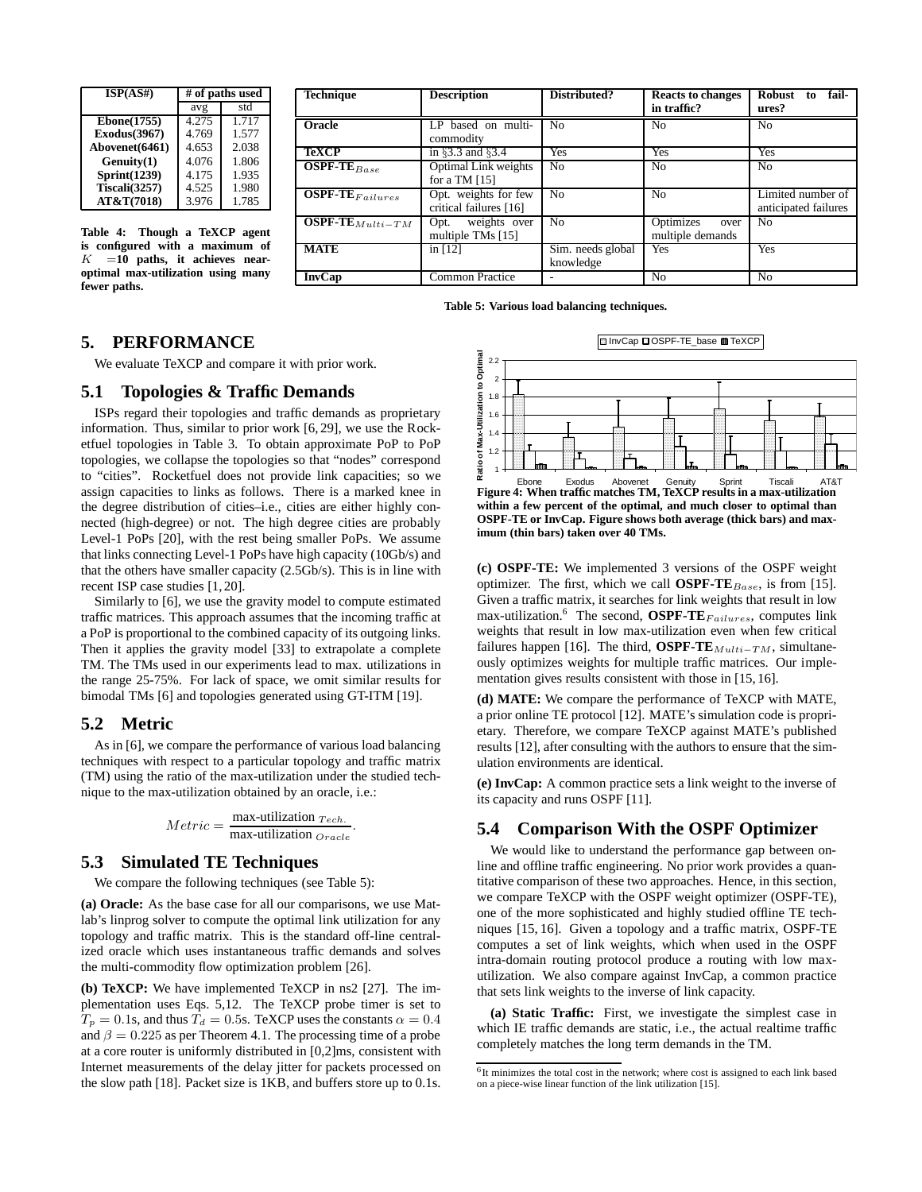| ISP(AS#) | # of paths used | |
|---|---|---|
| | avg | std |
| **Ebone(1755)** | 4.275 | 1.717 |
| **Exodus(3967)** | 4.769 | 1.577 |
| **Abovenet(6461)** | 4.653 | 2.038 |
| **Genuity(1)** | 4.076 | 1.806 |
| **Sprint(1239)** | 4.175 | 1.935 |
| **Tiscali(3257)** | 4.525 | 1.980 |
| **AT&T(7018)** | 3.976 | 1.785 |

**Table 4: Though a TeXCP agent is configured with a maximum of $K$ =10 paths, it achieves near-optimal max-utilization using many fewer paths.**

| Technique | Description | Distributed? | Reacts to changes in traffic? | Robust to failures? |
|---|---|---|---|---|
| **Oracle** | LP based on multi-commodity | No | No | No |
| **TeXCP** | in §3.3 and §3.4 | Yes | Yes | Yes |
| **OSPF-TE$_{Base}$** | Optimal Link weights for a TM [15] | No | No | No |
| **OSPF-TE$_{Failures}$** | Opt. weights for few critical failures [16] | No | No | Limited number of anticipated failures |
| **OSPF-TE$_{Multi-TM}$** | Opt. weights over multiple TMs [15] | No | Optimizes over multiple demands | No |
| **MATE** | in [12] | Sim. needs global knowledge | Yes | Yes |
| **InvCap** | Common Practice | - | No | No |

**Table 5: Various load balancing techniques.**

## 5. PERFORMANCE

We evaluate TeXCP and compare it with prior work.

### 5.1 Topologies & Traffic Demands

ISPs regard their topologies and traffic demands as proprietary information. Thus, similar to prior work [6, 29], we use the Rocketfuel topologies in Table 3. To obtain approximate PoP to PoP topologies, we collapse the topologies so that "nodes" correspond to "cities". Rocketfuel does not provide link capacities; so we assign capacities to links as follows. There is a marked knee in the degree distribution of cities–i.e., cities are either highly connected (high-degree) or not. The high degree cities are probably Level-1 PoPs [20], with the rest being smaller PoPs. We assume that links connecting Level-1 PoPs have high capacity (10Gb/s) and that the others have smaller capacity (2.5Gb/s). This is in line with recent ISP case studies [1, 20].

Similarly to [6], we use the gravity model to compute estimated traffic matrices. This approach assumes that the incoming traffic at a PoP is proportional to the combined capacity of its outgoing links. Then it applies the gravity model [33] to extrapolate a complete TM. The TMs used in our experiments lead to max. utilizations in the range 25-75%. For lack of space, we omit similar results for bimodal TMs [6] and topologies generated using GT-ITM [19].

### 5.2 Metric

As in [6], we compare the performance of various load balancing techniques with respect to a particular topology and traffic matrix (TM) using the ratio of the max-utilization under the studied technique to the max-utilization obtained by an oracle, i.e.:

$$Metric = \frac{\text{max-utilization}_{\ Tech.}}{\text{max-utilization}_{\ Oracle}}.$$

### 5.3 Simulated TE Techniques

We compare the following techniques (see Table 5):

**(a) Oracle:** As the base case for all our comparisons, we use Matlab's linprog solver to compute the optimal link utilization for any topology and traffic matrix. This is the standard off-line centralized oracle which uses instantaneous traffic demands and solves the multi-commodity flow optimization problem [26].

**(b) TeXCP:** We have implemented TeXCP in ns2 [27]. The implementation uses Eqs. 5,12. The TeXCP probe timer is set to $T_p = 0.1$s, and thus $T_d = 0.5$s. TeXCP uses the constants $\alpha = 0.4$ and $\beta = 0.225$ as per Theorem 4.1. The processing time of a probe at a core router is uniformly distributed in [0,2]ms, consistent with Internet measurements of the delay jitter for packets processed on the slow path [18]. Packet size is 1KB, and buffers store up to 0.1s.

**Figure 4: When traffic matches TM, TeXCP results in a max-utilization within a few percent of the optimal, and much closer to optimal than OSPF-TE or InvCap. Figure shows both average (thick bars) and maximum (thin bars) taken over 40 TMs.**

**(c) OSPF-TE:** We implemented 3 versions of the OSPF weight optimizer. The first, which we call **OSPF-TE**$_{Base}$, is from [15]. Given a traffic matrix, it searches for link weights that result in low max-utilization.[6] The second, **OSPF-TE**$_{Failures}$, computes link weights that result in low max-utilization even when few critical failures happen [16]. The third, **OSPF-TE**$_{Multi-TM}$, simultaneously optimizes weights for multiple traffic matrices. Our implementation gives results consistent with those in [15, 16].

**(d) MATE:** We compare the performance of TeXCP with MATE, a prior online TE protocol [12]. MATE's simulation code is proprietary. Therefore, we compare TeXCP against MATE's published results [12], after consulting with the authors to ensure that the simulation environments are identical.

**(e) InvCap:** A common practice sets a link weight to the inverse of its capacity and runs OSPF [11].

### 5.4 Comparison With the OSPF Optimizer

We would like to understand the performance gap between online and offline traffic engineering. No prior work provides a quantitative comparison of these two approaches. Hence, in this section, we compare TeXCP with the OSPF weight optimizer (OSPF-TE), one of the more sophisticated and highly studied offline TE techniques [15, 16]. Given a topology and a traffic matrix, OSPF-TE computes a set of link weights, which when used in the OSPF intra-domain routing protocol produce a routing with low max-utilization. We also compare against InvCap, a common practice that sets link weights to the inverse of link capacity.

**(a) Static Traffic:** First, we investigate the simplest case in which IE traffic demands are static, i.e., the actual realtime traffic completely matches the long term demands in the TM.

[6] It minimizes the total cost in the network; where cost is assigned to each link based on a piece-wise linear function of the link utilization [15].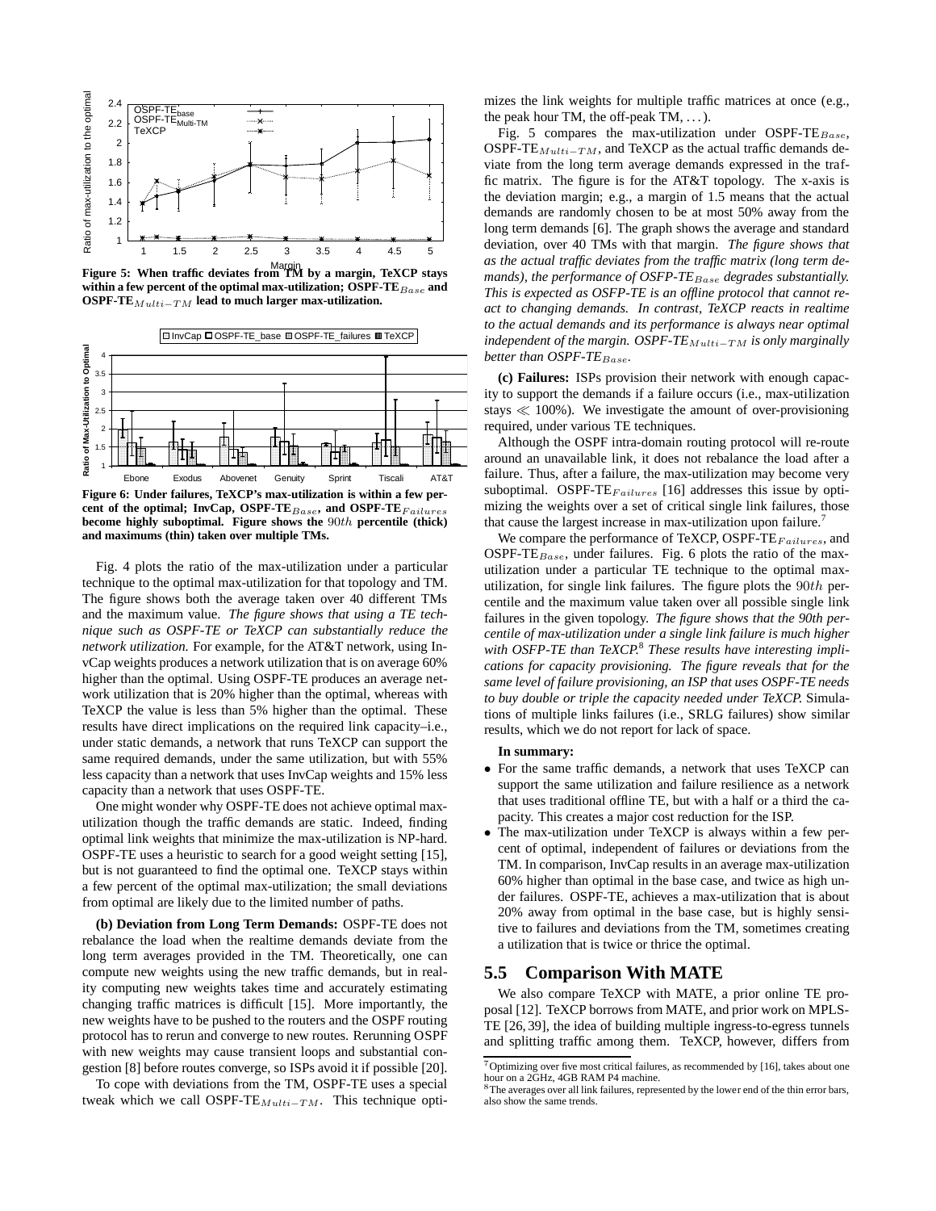**Figure 5: When traffic deviates from TM by a margin, TeXCP stays within a few percent of the optimal max-utilization; OSPF-TE$_{Base}$ and OSPF-TE$_{Multi-TM}$ lead to much larger max-utilization.**

**Figure 6: Under failures, TeXCP's max-utilization is within a few percent of the optimal; InvCap, OSPF-TE$_{Base}$, and OSPF-TE$_{Failures}$ become highly suboptimal. Figure shows the $90th$ percentile (thick) and maximums (thin) taken over multiple TMs.**

Fig. 4 plots the ratio of the max-utilization under a particular technique to the optimal max-utilization for that topology and TM. The figure shows both the average taken over 40 different TMs and the maximum value. *The figure shows that using a TE technique such as OSPF-TE or TeXCP can substantially reduce the network utilization.* For example, for the AT&T network, using InvCap weights produces a network utilization that is on average 60% higher than the optimal. Using OSPF-TE produces an average network utilization that is 20% higher than the optimal, whereas with TeXCP the value is less than 5% higher than the optimal. These results have direct implications on the required link capacity–i.e., under static demands, a network that runs TeXCP can support the same required demands, under the same utilization, but with 55% less capacity than a network that uses InvCap weights and 15% less capacity than a network that uses OSPF-TE.

One might wonder why OSPF-TE does not achieve optimal max-utilization though the traffic demands are static. Indeed, finding optimal link weights that minimize the max-utilization is NP-hard. OSPF-TE uses a heuristic to search for a good weight setting [15], but is not guaranteed to find the optimal one. TeXCP stays within a few percent of the optimal max-utilization; the small deviations from optimal are likely due to the limited number of paths.

**(b) Deviation from Long Term Demands:** OSPF-TE does not rebalance the load when the realtime demands deviate from the long term averages provided in the TM. Theoretically, one can compute new weights using the new traffic demands, but in reality computing new weights takes time and accurately estimating changing traffic matrices is difficult [15]. More importantly, the new weights have to be pushed to the routers and the OSPF routing protocol has to rerun and converge to new routes. Rerunning OSPF with new weights may cause transient loops and substantial congestion [8] before routes converge, so ISPs avoid it if possible [20].

To cope with deviations from the TM, OSPF-TE uses a special tweak which we call OSPF-TE$_{Multi-TM}$. This technique optimizes the link weights for multiple traffic matrices at once (e.g., the peak hour TM, the off-peak TM, ...).

Fig. 5 compares the max-utilization under OSPF-TE$_{Base}$, OSPF-TE$_{Multi-TM}$, and TeXCP as the actual traffic demands deviate from the long term average demands expressed in the traffic matrix. The figure is for the AT&T topology. The x-axis is the deviation margin; e.g., a margin of 1.5 means that the actual demands are randomly chosen to be at most 50% away from the long term demands [6]. The graph shows the average and standard deviation, over 40 TMs with that margin. *The figure shows that as the actual traffic deviates from the traffic matrix (long term demands), the performance of OSFP-TE$_{Base}$ degrades substantially. This is expected as OSFP-TE is an offline protocol that cannot react to changing demands. In contrast, TeXCP reacts in realtime to the actual demands and its performance is always near optimal independent of the margin. OSPF-TE$_{Multi-TM}$ is only marginally better than OSPF-TE$_{Base}$.*

**(c) Failures:** ISPs provision their network with enough capacity to support the demands if a failure occurs (i.e., max-utilization stays $\ll$ 100%). We investigate the amount of over-provisioning required, under various TE techniques.

Although the OSPF intra-domain routing protocol will re-route around an unavailable link, it does not rebalance the load after a failure. Thus, after a failure, the max-utilization may become very suboptimal. OSPF-TE$_{Failures}$ [16] addresses this issue by optimizing the weights over a set of critical single link failures, those that cause the largest increase in max-utilization upon failure.[7]

We compare the performance of TeXCP, OSPF-TE$_{Failures}$, and OSPF-TE$_{Base}$, under failures. Fig. 6 plots the ratio of the max-utilization under a particular TE technique to the optimal max-utilization, for single link failures. The figure plots the $90th$ percentile and the maximum value taken over all possible single link failures in the given topology. *The figure shows that the 90th percentile of max-utilization under a single link failure is much higher with OSPF-TE than TeXCP.*[8] *These results have interesting implications for capacity provisioning. The figure reveals that for the same level of failure provisioning, an ISP that uses OSPF-TE needs to buy double or triple the capacity needed under TeXCP.* Simulations of multiple links failures (i.e., SRLG failures) show similar results, which we do not report for lack of space.

**In summary:**

- For the same traffic demands, a network that uses TeXCP can support the same utilization and failure resilience as a network that uses traditional offline TE, but with a half or a third the capacity. This creates a major cost reduction for the ISP.
- The max-utilization under TeXCP is always within a few percent of optimal, independent of failures or deviations from the TM. In comparison, InvCap results in an average max-utilization 60% higher than optimal in the base case, and twice as high under failures. OSPF-TE, achieves a max-utilization that is about 20% away from optimal in the base case, but is highly sensitive to failures and deviations from the TM, sometimes creating a utilization that is twice or thrice the optimal.

## 5.5 Comparison With MATE

We also compare TeXCP with MATE, a prior online TE proposal [12]. TeXCP borrows from MATE, and prior work on MPLS-TE [26, 39], the idea of building multiple ingress-to-egress tunnels and splitting traffic among them. TeXCP, however, differs from

[7] Optimizing over five most critical failures, as recommended by [16], takes about one hour on a 2GHz, 4GB RAM P4 machine.

[8] The averages over all link failures, represented by the lower end of the thin error bars, also show the same trends.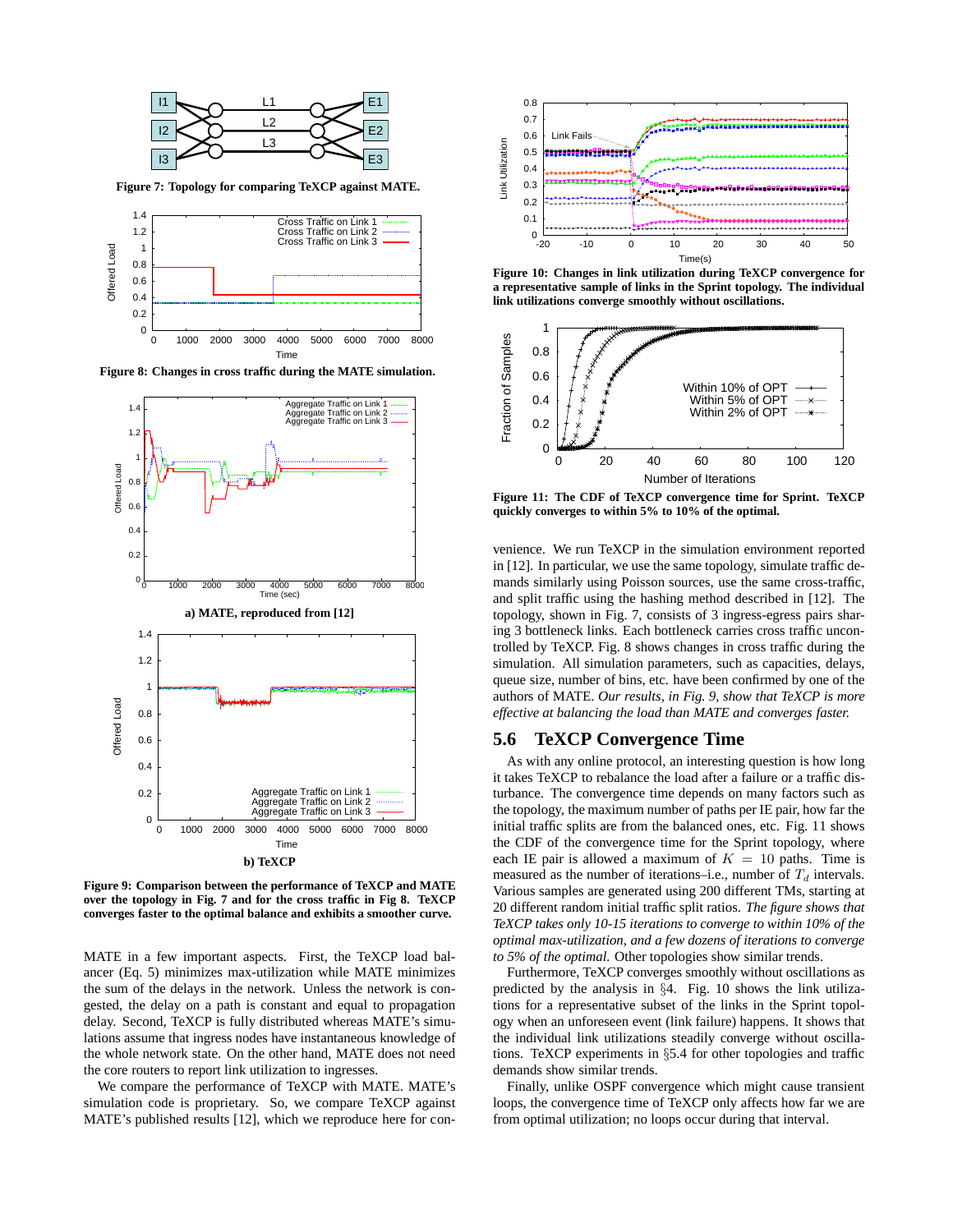Figure 7: **Topology for comparing TeXCP against MATE.**

**Figure 8: Changes in cross traffic during the MATE simulation.**

a) MATE, reproduced from [12]

b) TeXCP

**Figure 9: Comparison between the performance of TeXCP and MATE over the topology in Fig. 7 and for the cross traffic in Fig 8. TeXCP converges faster to the optimal balance and exhibits a smoother curve.**

MATE in a few important aspects. First, the TeXCP load balancer (Eq. 5) minimizes max-utilization while MATE minimizes the sum of the delays in the network. Unless the network is congested, the delay on a path is constant and equal to propagation delay. Second, TeXCP is fully distributed whereas MATE's simulations assume that ingress nodes have instantaneous knowledge of the whole network state. On the other hand, MATE does not need the core routers to report link utilization to ingresses.

We compare the performance of TeXCP with MATE. MATE's simulation code is proprietary. So, we compare TeXCP against MATE's published results [12], which we reproduce here for convenience. We run TeXCP in the simulation environment reported in [12]. In particular, we use the same topology, simulate traffic demands similarly using Poisson sources, use the same cross-traffic, and split traffic using the hashing method described in [12]. The topology, shown in Fig. 7, consists of 3 ingress-egress pairs sharing 3 bottleneck links. Each bottleneck carries cross traffic uncontrolled by TeXCP. Fig. 8 shows changes in cross traffic during the simulation. All simulation parameters, such as capacities, delays, queue size, number of bins, etc. have been confirmed by one of the authors of MATE. *Our results, in Fig. 9, show that TeXCP is more effective at balancing the load than MATE and converges faster.*

**Figure 10: Changes in link utilization during TeXCP convergence for a representative sample of links in the Sprint topology. The individual link utilizations converge smoothly without oscillations.**

**Figure 11: The CDF of TeXCP convergence time for Sprint. TeXCP quickly converges to within 5% to 10% of the optimal.**

## 5.6 TeXCP Convergence Time

As with any online protocol, an interesting question is how long it takes TeXCP to rebalance the load after a failure or a traffic disturbance. The convergence time depends on many factors such as the topology, the maximum number of paths per IE pair, how far the initial traffic splits are from the balanced ones, etc. Fig. 11 shows the CDF of the convergence time for the Sprint topology, where each IE pair is allowed a maximum of $K = 10$ paths. Time is measured as the number of iterations–i.e., number of $T_d$ intervals. Various samples are generated using 200 different TMs, starting at 20 different random initial traffic split ratios. *The figure shows that TeXCP takes only 10-15 iterations to converge to within 10% of the optimal max-utilization, and a few dozens of iterations to converge to 5% of the optimal.* Other topologies show similar trends.

Furthermore, TeXCP converges smoothly without oscillations as predicted by the analysis in §4. Fig. 10 shows the link utilizations for a representative subset of the links in the Sprint topology when an unforeseen event (link failure) happens. It shows that the individual link utilizations steadily converge without oscillations. TeXCP experiments in §5.4 for other topologies and traffic demands show similar trends.

Finally, unlike OSPF convergence which might cause transient loops, the convergence time of TeXCP only affects how far we are from optimal utilization; no loops occur during that interval.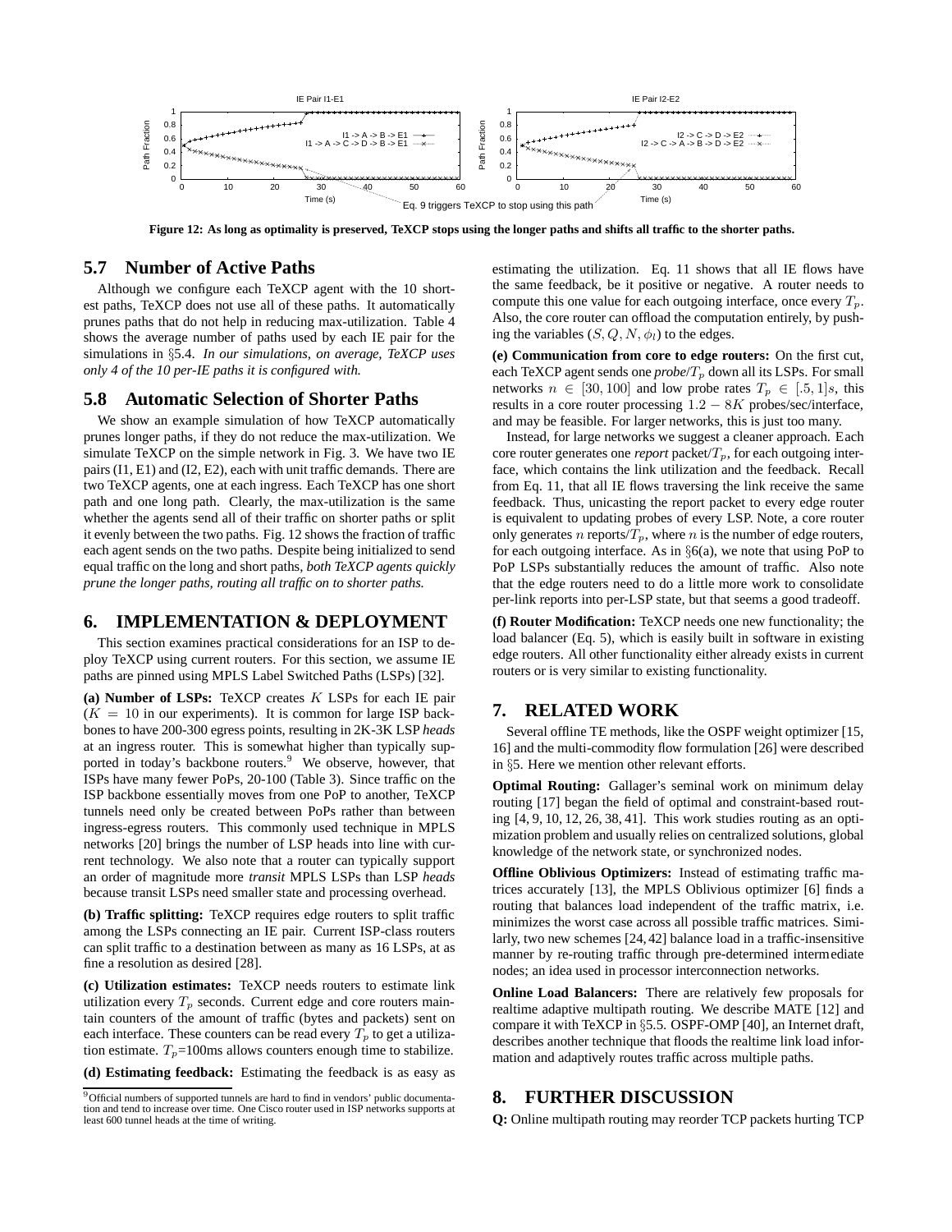Figure 12: As long as optimality is preserved, TeXCP stops using the longer paths and shifts all traffic to the shorter paths.

## 5.7 Number of Active Paths

Although we configure each TeXCP agent with the 10 shortest paths, TeXCP does not use all of these paths. It automatically prunes paths that do not help in reducing max-utilization. Table 4 shows the average number of paths used by each IE pair for the simulations in §5.4. *In our simulations, on average, TeXCP uses only 4 of the 10 per-IE paths it is configured with.*

## 5.8 Automatic Selection of Shorter Paths

We show an example simulation of how TeXCP automatically prunes longer paths, if they do not reduce the max-utilization. We simulate TeXCP on the simple network in Fig. 3. We have two IE pairs (I1, E1) and (I2, E2), each with unit traffic demands. There are two TeXCP agents, one at each ingress. Each TeXCP has one short path and one long path. Clearly, the max-utilization is the same whether the agents send all of their traffic on shorter paths or split it evenly between the two paths. Fig. 12 shows the fraction of traffic each agent sends on the two paths. Despite being initialized to send equal traffic on the long and short paths, *both TeXCP agents quickly prune the longer paths, routing all traffic on to shorter paths.*

# 6. IMPLEMENTATION & DEPLOYMENT

This section examines practical considerations for an ISP to deploy TeXCP using current routers. For this section, we assume IE paths are pinned using MPLS Label Switched Paths (LSPs) [32].

**(a) Number of LSPs:** TeXCP creates $K$ LSPs for each IE pair ($K = 10$ in our experiments). It is common for large ISP backbones to have 200-300 egress points, resulting in 2K-3K LSP *heads* at an ingress router. This is somewhat higher than typically supported in today's backbone routers.[9] We observe, however, that ISPs have many fewer PoPs, 20-100 (Table 3). Since traffic on the ISP backbone essentially moves from one PoP to another, TeXCP tunnels need only be created between PoPs rather than between ingress-egress routers. This commonly used technique in MPLS networks [20] brings the number of LSP heads into line with current technology. We also note that a router can typically support an order of magnitude more *transit* MPLS LSPs than LSP *heads* because transit LSPs need smaller state and processing overhead.

**(b) Traffic splitting:** TeXCP requires edge routers to split traffic among the LSPs connecting an IE pair. Current ISP-class routers can split traffic to a destination between as many as 16 LSPs, at as fine a resolution as desired [28].

**(c) Utilization estimates:** TeXCP needs routers to estimate link utilization every $T_p$ seconds. Current edge and core routers maintain counters of the amount of traffic (bytes and packets) sent on each interface. These counters can be read every $T_p$ to get a utilization estimate. $T_p$=100ms allows counters enough time to stabilize.

**(d) Estimating feedback:** Estimating the feedback is as easy as estimating the utilization. Eq. 11 shows that all IE flows have the same feedback, be it positive or negative. A router needs to compute this one value for each outgoing interface, once every $T_p$. Also, the core router can offload the computation entirely, by pushing the variables $(S, Q, N, \phi_l)$ to the edges.

**(e) Communication from core to edge routers:** On the first cut, each TeXCP agent sends one *probe*/$T_p$ down all its LSPs. For small networks $n \in [30, 100]$ and low probe rates $T_p \in [.5, 1]s$, this results in a core router processing $1.2 - 8K$ probes/sec/interface, and may be feasible. For larger networks, this is just too many.

Instead, for large networks we suggest a cleaner approach. Each core router generates one *report* packet/$T_p$, for each outgoing interface, which contains the link utilization and the feedback. Recall from Eq. 11, that all IE flows traversing the link receive the same feedback. Thus, unicasting the report packet to every edge router is equivalent to updating probes of every LSP. Note, a core router only generates $n$ reports/$T_p$, where $n$ is the number of edge routers, for each outgoing interface. As in §6(a), we note that using PoP to PoP LSPs substantially reduces the amount of traffic. Also note that the edge routers need to do a little more work to consolidate per-link reports into per-LSP state, but that seems a good tradeoff.

**(f) Router Modification:** TeXCP needs one new functionality; the load balancer (Eq. 5), which is easily built in software in existing edge routers. All other functionality either already exists in current routers or is very similar to existing functionality.

[9] Official numbers of supported tunnels are hard to find in vendors' public documentation and tend to increase over time. One Cisco router used in ISP networks supports at least 600 tunnel heads at the time of writing.

# 7. RELATED WORK

Several offline TE methods, like the OSPF weight optimizer [15, 16] and the multi-commodity flow formulation [26] were described in §5. Here we mention other relevant efforts.

**Optimal Routing:** Gallager's seminal work on minimum delay routing [17] began the field of optimal and constraint-based routing [4, 9, 10, 12, 26, 38, 41]. This work studies routing as an optimization problem and usually relies on centralized solutions, global knowledge of the network state, or synchronized nodes.

**Offline Oblivious Optimizers:** Instead of estimating traffic matrices accurately [13], the MPLS Oblivious optimizer [6] finds a routing that balances load independent of the traffic matrix, i.e. minimizes the worst case across all possible traffic matrices. Similarly, two new schemes [24, 42] balance load in a traffic-insensitive manner by re-routing traffic through pre-determined intermediate nodes; an idea used in processor interconnection networks.

**Online Load Balancers:** There are relatively few proposals for realtime adaptive multipath routing. We describe MATE [12] and compare it with TeXCP in §5.5. OSPF-OMP [40], an Internet draft, describes another technique that floods the realtime link load information and adaptively routes traffic across multiple paths.

# 8. FURTHER DISCUSSION

**Q:** Online multipath routing may reorder TCP packets hurting TCP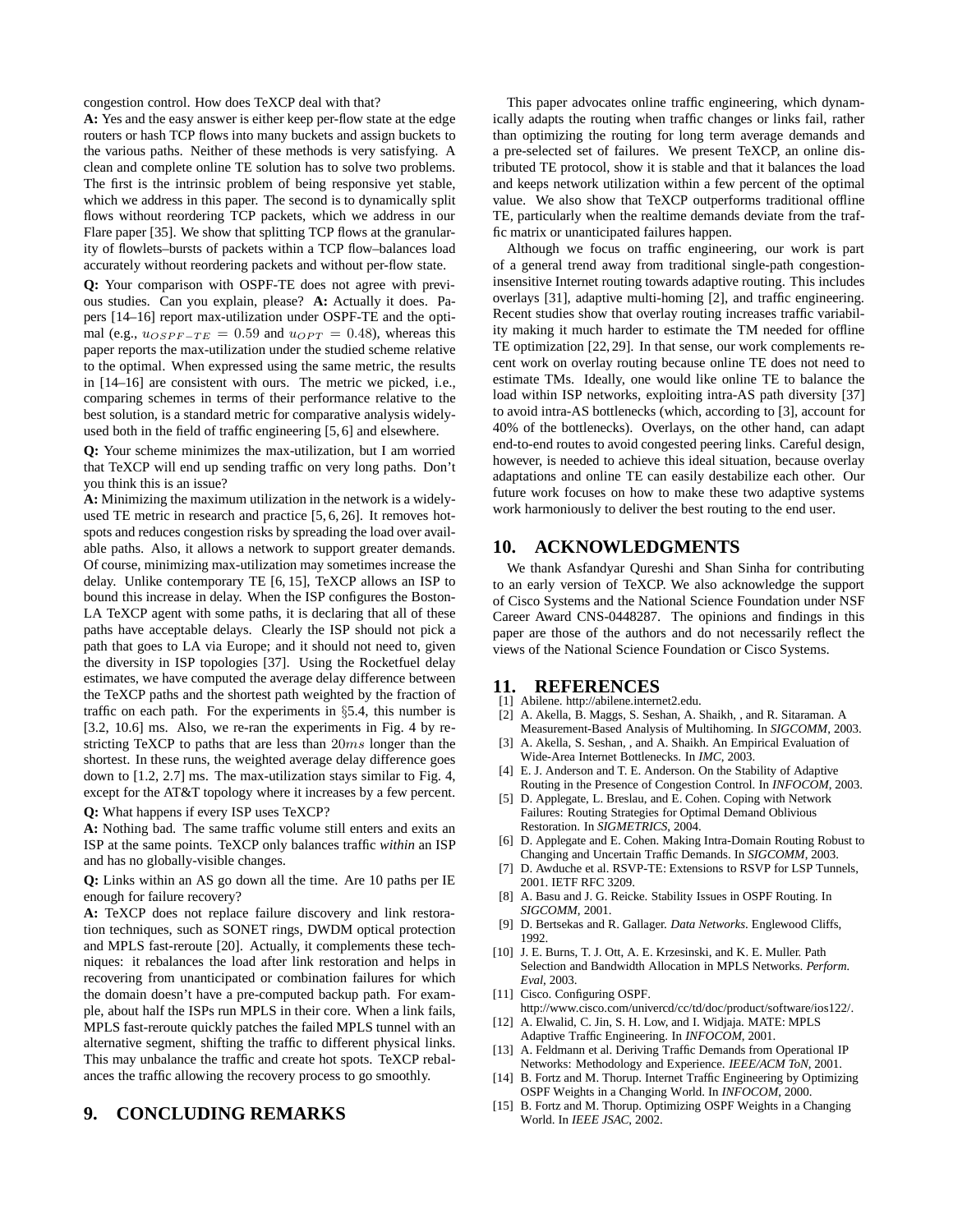congestion control. How does TeXCP deal with that?

**A:** Yes and the easy answer is either keep per-flow state at the edge routers or hash TCP flows into many buckets and assign buckets to the various paths. Neither of these methods is very satisfying. A clean and complete online TE solution has to solve two problems. The first is the intrinsic problem of being responsive yet stable, which we address in this paper. The second is to dynamically split flows without reordering TCP packets, which we address in our Flare paper [35]. We show that splitting TCP flows at the granularity of flowlets–bursts of packets within a TCP flow–balances load accurately without reordering packets and without per-flow state.

**Q:** Your comparison with OSPF-TE does not agree with previous studies. Can you explain, please? **A:** Actually it does. Papers [14–16] report max-utilization under OSPF-TE and the optimal (e.g., $u_{OSPF-TE} = 0.59$ and $u_{OPT} = 0.48$), whereas this paper reports the max-utilization under the studied scheme relative to the optimal. When expressed using the same metric, the results in [14–16] are consistent with ours. The metric we picked, i.e., comparing schemes in terms of their performance relative to the best solution, is a standard metric for comparative analysis widely-used both in the field of traffic engineering [5, 6] and elsewhere.

**Q:** Your scheme minimizes the max-utilization, but I am worried that TeXCP will end up sending traffic on very long paths. Don't you think this is an issue?

**A:** Minimizing the maximum utilization in the network is a widely-used TE metric in research and practice [5, 6, 26]. It removes hot-spots and reduces congestion risks by spreading the load over available paths. Also, it allows a network to support greater demands. Of course, minimizing max-utilization may sometimes increase the delay. Unlike contemporary TE [6, 15], TeXCP allows an ISP to bound this increase in delay. When the ISP configures the Boston-LA TeXCP agent with some paths, it is declaring that all of these paths have acceptable delays. Clearly the ISP should not pick a path that goes to LA via Europe; and it should not need to, given the diversity in ISP topologies [37]. Using the Rocketfuel delay estimates, we have computed the average delay difference between the TeXCP paths and the shortest path weighted by the fraction of traffic on each path. For the experiments in §5.4, this number is [3.2, 10.6] ms. Also, we re-ran the experiments in Fig. 4 by restricting TeXCP to paths that are less than $20ms$ longer than the shortest. In these runs, the weighted average delay difference goes down to [1.2, 2.7] ms. The max-utilization stays similar to Fig. 4, except for the AT&T topology where it increases by a few percent.

**Q:** What happens if every ISP uses TeXCP?

**A:** Nothing bad. The same traffic volume still enters and exits an ISP at the same points. TeXCP only balances traffic *within* an ISP and has no globally-visible changes.

**Q:** Links within an AS go down all the time. Are 10 paths per IE enough for failure recovery?

**A:** TeXCP does not replace failure discovery and link restoration techniques, such as SONET rings, DWDM optical protection and MPLS fast-reroute [20]. Actually, it complements these techniques: it rebalances the load after link restoration and helps in recovering from unanticipated or combination failures for which the domain doesn't have a pre-computed backup path. For example, about half the ISPs run MPLS in their core. When a link fails, MPLS fast-reroute quickly patches the failed MPLS tunnel with an alternative segment, shifting the traffic to different physical links. This may unbalance the traffic and create hot spots. TeXCP rebalances the traffic allowing the recovery process to go smoothly.

# 9. CONCLUDING REMARKS

This paper advocates online traffic engineering, which dynamically adapts the routing when traffic changes or links fail, rather than optimizing the routing for long term average demands and a pre-selected set of failures. We present TeXCP, an online distributed TE protocol, show it is stable and that it balances the load and keeps network utilization within a few percent of the optimal value. We also show that TeXCP outperforms traditional offline TE, particularly when the realtime demands deviate from the traffic matrix or unanticipated failures happen.

Although we focus on traffic engineering, our work is part of a general trend away from traditional single-path congestion-insensitive Internet routing towards adaptive routing. This includes overlays [31], adaptive multi-homing [2], and traffic engineering. Recent studies show that overlay routing increases traffic variability making it much harder to estimate the TM needed for offline TE optimization [22, 29]. In that sense, our work complements recent work on overlay routing because online TE does not need to estimate TMs. Ideally, one would like online TE to balance the load within ISP networks, exploiting intra-AS path diversity [37] to avoid intra-AS bottlenecks (which, according to [3], account for 40% of the bottlenecks). Overlays, on the other hand, can adapt end-to-end routes to avoid congested peering links. Careful design, however, is needed to achieve this ideal situation, because overlay adaptations and online TE can easily destabilize each other. Our future work focuses on how to make these two adaptive systems work harmoniously to deliver the best routing to the end user.

# 10. ACKNOWLEDGMENTS

We thank Asfandyar Qureshi and Shan Sinha for contributing to an early version of TeXCP. We also acknowledge the support of Cisco Systems and the National Science Foundation under NSF Career Award CNS-0448287. The opinions and findings in this paper are those of the authors and do not necessarily reflect the views of the National Science Foundation or Cisco Systems.

# 11. REFERENCES

[1] Abilene. http://abilene.internet2.edu.
[2] A. Akella, B. Maggs, S. Seshan, A. Shaikh, , and R. Sitaraman. A Measurement-Based Analysis of Multihoming. In *SIGCOMM*, 2003.
[3] A. Akella, S. Seshan, , and A. Shaikh. An Empirical Evaluation of Wide-Area Internet Bottlenecks. In *IMC*, 2003.
[4] E. J. Anderson and T. E. Anderson. On the Stability of Adaptive Routing in the Presence of Congestion Control. In *INFOCOM*, 2003.
[5] D. Applegate, L. Breslau, and E. Cohen. Coping with Network Failures: Routing Strategies for Optimal Demand Oblivious Restoration. In *SIGMETRICS*, 2004.
[6] D. Applegate and E. Cohen. Making Intra-Domain Routing Robust to Changing and Uncertain Traffic Demands. In *SIGCOMM*, 2003.
[7] D. Awduche et al. RSVP-TE: Extensions to RSVP for LSP Tunnels, 2001. IETF RFC 3209.
[8] A. Basu and J. G. Reicke. Stability Issues in OSPF Routing. In *SIGCOMM*, 2001.
[9] D. Bertsekas and R. Gallager. *Data Networks*. Englewood Cliffs, 1992.
[10] J. E. Burns, T. J. Ott, A. E. Krzesinski, and K. E. Muller. Path Selection and Bandwidth Allocation in MPLS Networks. *Perform. Eval*, 2003.
[11] Cisco. Configuring OSPF. http://www.cisco.com/univercd/cc/td/doc/product/software/ios122/.
[12] A. Elwalid, C. Jin, S. H. Low, and I. Widjaja. MATE: MPLS Adaptive Traffic Engineering. In *INFOCOM*, 2001.
[13] A. Feldmann et al. Deriving Traffic Demands from Operational IP Networks: Methodology and Experience. *IEEE/ACM ToN*, 2001.
[14] B. Fortz and M. Thorup. Internet Traffic Engineering by Optimizing OSPF Weights in a Changing World. In *INFOCOM*, 2000.
[15] B. Fortz and M. Thorup. Optimizing OSPF Weights in a Changing World. In *IEEE JSAC*, 2002.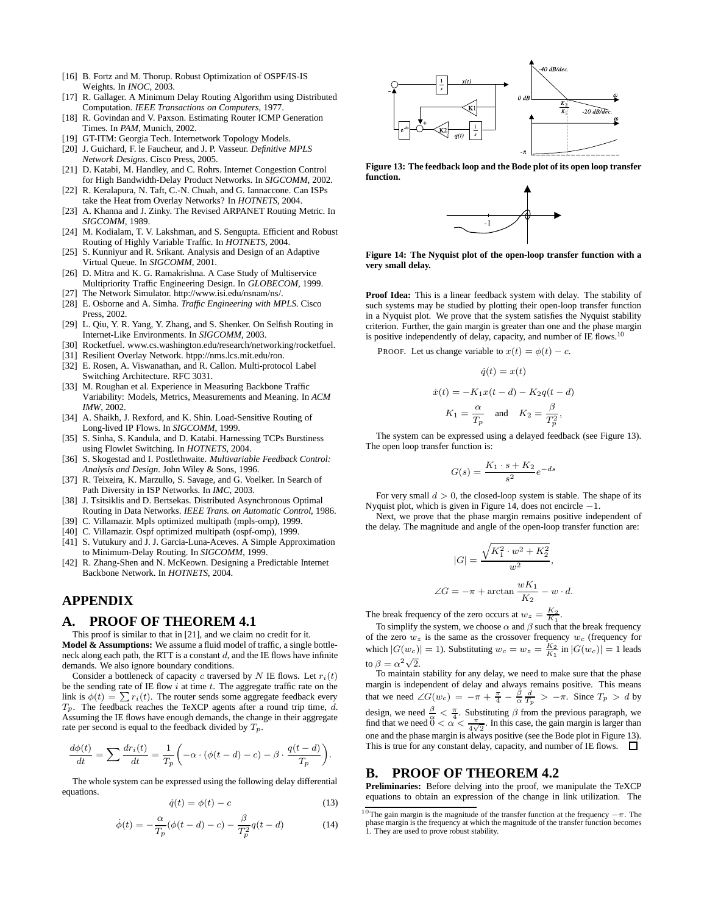[16] B. Fortz and M. Thorup. Robust Optimization of OSPF/IS-IS Weights. In *INOC*, 2003.
[17] R. Gallager. A Minimum Delay Routing Algorithm using Distributed Computation. *IEEE Transactions on Computers*, 1977.
[18] R. Govindan and V. Paxson. Estimating Router ICMP Generation Times. In *PAM*, Munich, 2002.
[19] GT-ITM: Georgia Tech. Internetwork Topology Models.
[20] J. Guichard, F. le Faucheur, and J. P. Vasseur. *Definitive MPLS Network Designs*. Cisco Press, 2005.
[21] D. Katabi, M. Handley, and C. Rohrs. Internet Congestion Control for High Bandwidth-Delay Product Networks. In *SIGCOMM*, 2002.
[22] R. Keralapura, N. Taft, C.-N. Chuah, and G. Iannaccone. Can ISPs take the Heat from Overlay Networks? In *HOTNETS*, 2004.
[23] A. Khanna and J. Zinky. The Revised ARPANET Routing Metric. In *SIGCOMM*, 1989.
[24] M. Kodialam, T. V. Lakshman, and S. Sengupta. Efficient and Robust Routing of Highly Variable Traffic. In *HOTNETS*, 2004.
[25] S. Kunniyur and R. Srikant. Analysis and Design of an Adaptive Virtual Queue. In *SIGCOMM*, 2001.
[26] D. Mitra and K. G. Ramakrishna. A Case Study of Multiservice Multipriority Traffic Engineering Design. In *GLOBECOM*, 1999.
[27] The Network Simulator. http://www.isi.edu/nsnam/ns/.
[28] E. Osborne and A. Simha. *Traffic Engineering with MPLS*. Cisco Press, 2002.
[29] L. Qiu, Y. R. Yang, Y. Zhang, and S. Shenker. On Selfish Routing in Internet-Like Environments. In *SIGCOMM*, 2003.
[30] Rocketfuel. www.cs.washington.edu/research/networking/rocketfuel.
[31] Resilient Overlay Network. htpp://nms.lcs.mit.edu/ron.
[32] E. Rosen, A. Viswanathan, and R. Callon. Multi-protocol Label Switching Architecture. RFC 3031.
[33] M. Roughan et al. Experience in Measuring Backbone Traffic Variability: Models, Metrics, Measurements and Meaning. In *ACM IMW*, 2002.
[34] A. Shaikh, J. Rexford, and K. Shin. Load-Sensitive Routing of Long-lived IP Flows. In *SIGCOMM*, 1999.
[35] S. Sinha, S. Kandula, and D. Katabi. Harnessing TCPs Burstiness using Flowlet Switching. In *HOTNETS*, 2004.
[36] S. Skogestad and I. Postlethwaite. *Multivariable Feedback Control: Analysis and Design*. John Wiley & Sons, 1996.
[37] R. Teixeira, K. Marzullo, S. Savage, and G. Voelker. In Search of Path Diversity in ISP Networks. In *IMC*, 2003.
[38] J. Tsitsiklis and D. Bertsekas. Distributed Asynchronous Optimal Routing in Data Networks. *IEEE Trans. on Automatic Control*, 1986.
[39] C. Villamazir. Mpls optimized multipath (mpls-omp), 1999.
[40] C. Villamazir. Ospf optimized multipath (ospf-omp), 1999.
[41] S. Vutukury and J. J. Garcia-Luna-Aceves. A Simple Approximation to Minimum-Delay Routing. In *SIGCOMM*, 1999.
[42] R. Zhang-Shen and N. McKeown. Designing a Predictable Internet Backbone Network. In *HOTNETS*, 2004.

# APPENDIX

## A. PROOF OF THEOREM 4.1

This proof is similar to that in [21], and we claim no credit for it.

**Model & Assumptions:** We assume a fluid model of traffic, a single bottleneck along each path, the RTT is a constant $d$, and the IE flows have infinite demands. We also ignore boundary conditions.

Consider a bottleneck of capacity $c$ traversed by $N$ IE flows. Let $r_i(t)$ be the sending rate of IE flow $i$ at time $t$. The aggregate traffic rate on the link is $\phi(t) = \sum r_i(t)$. The router sends some aggregate feedback every $T_p$. The feedback reaches the TeXCP agents after a round trip time, $d$. Assuming the IE flows have enough demands, the change in their aggregate rate per second is equal to the feedback divided by $T_p$.

$$\frac{d\phi(t)}{dt} = \sum \frac{dr_i(t)}{dt} = \frac{1}{T_p}\left(-\alpha \cdot (\phi(t-d) - c) - \beta \cdot \frac{q(t-d)}{T_p}\right).$$

The whole system can be expressed using the following delay differential equations.

$$\dot{q}(t) = \phi(t) - c \tag{13}$$

$$\dot{\phi}(t) = -\frac{\alpha}{T_p}(\phi(t-d) - c) - \frac{\beta}{T_p^2} q(t-d) \tag{14}$$

Figure 13: The feedback loop and the Bode plot of its open loop transfer function.

Figure 14: The Nyquist plot of the open-loop transfer function with a very small delay.

**Proof Idea:** This is a linear feedback system with delay. The stability of such systems may be studied by plotting their open-loop transfer function in a Nyquist plot. We prove that the system satisfies the Nyquist stability criterion. Further, the gain margin is greater than one and the phase margin is positive independently of delay, capacity, and number of IE flows.[10]

PROOF. Let us change variable to $x(t) = \phi(t) - c$.

$$\dot{q}(t) = x(t)$$

$$\dot{x}(t) = -K_1 x(t-d) - K_2 q(t-d)$$

$$K_1 = \frac{\alpha}{T_p} \quad \text{and} \quad K_2 = \frac{\beta}{T_p^2},$$

The system can be expressed using a delayed feedback (see Figure 13). The open loop transfer function is:

$$G(s) = \frac{K_1 \cdot s + K_2}{s^2} e^{-ds}$$

For very small $d > 0$, the closed-loop system is stable. The shape of its Nyquist plot, which is given in Figure 14, does not encircle $-1$.

Next, we prove that the phase margin remains positive independent of the delay. The magnitude and angle of the open-loop transfer function are:

$$|G| = \frac{\sqrt{K_1^2 \cdot w^2 + K_2^2}}{w^2},$$

$$\angle G = -\pi + \arctan \frac{wK_1}{K_2} - w \cdot d.$$

The break frequency of the zero occurs at $w_z = \frac{K_2}{K_1}$.

To simplify the system, we choose $\alpha$ and $\beta$ such that the break frequency of the zero $w_z$ is the same as the crossover frequency $w_c$ (frequency for which $|G(w_c)| = 1$). Substituting $w_c = w_z = \frac{K_2}{K_1}$ in $|G(w_c)| = 1$ leads to $\beta = \alpha^2\sqrt{2}$.

To maintain stability for any delay, we need to make sure that the phase margin is independent of delay and always remains positive. This means that we need $\angle G(w_c) = -\pi + \frac{\pi}{4} - \frac{\beta}{\alpha}\frac{d}{T_p} > -\pi$. Since $T_p > d$ by design, we need $\frac{\beta}{\alpha} < \frac{\pi}{4}$. Substituting $\beta$ from the previous paragraph, we find that we need $0 < \alpha < \frac{\pi}{4\sqrt{2}}$. In this case, the gain margin is larger than one and the phase margin is always positive (see the Bode plot in Figure 13). This is true for any constant delay, capacity, and number of IE flows. □

## B. PROOF OF THEOREM 4.2

**Preliminaries:** Before delving into the proof, we manipulate the TeXCP equations to obtain an expression of the change in link utilization. The

[10] The gain margin is the magnitude of the transfer function at the frequency $-\pi$. The phase margin is the frequency at which the magnitude of the transfer function becomes 1. They are used to prove robust stability.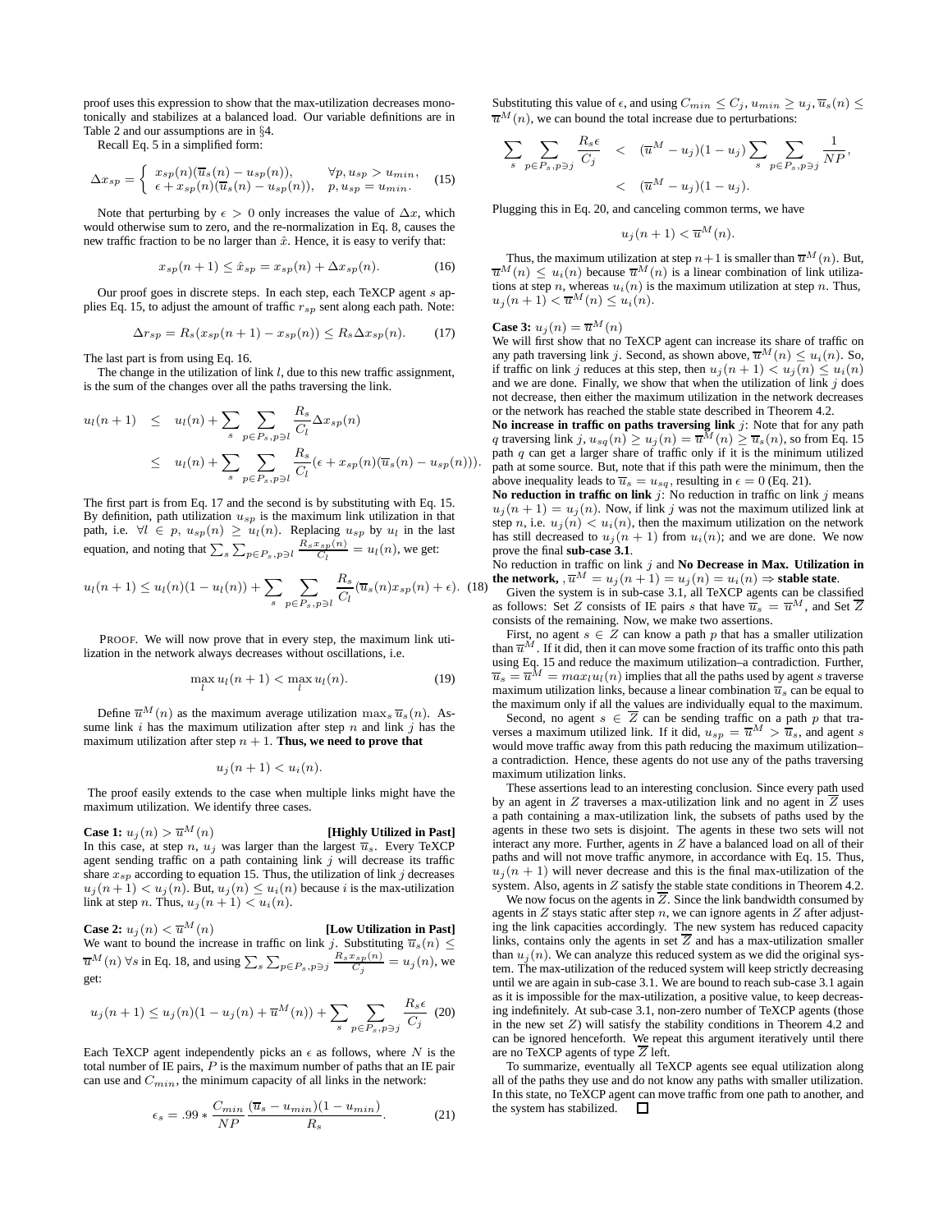proof uses this expression to show that the max-utilization decreases monotonically and stabilizes at a balanced load. Our variable definitions are in Table 2 and our assumptions are in §4.

Recall Eq. 5 in a simplified form:

$$\Delta x_{sp} = \begin{cases} x_{sp}(n)(\overline{u}_s(n) - u_{sp}(n)), & \forall p, u_{sp} > u_{min}, \\ \epsilon + x_{sp}(n)(\overline{u}_s(n) - u_{sp}(n)), & p, u_{sp} = u_{min}. \end{cases} \quad (15)$$

Note that perturbing by $\epsilon > 0$ only increases the value of $\Delta x$, which would otherwise sum to zero, and the re-normalization in Eq. 8, causes the new traffic fraction to be no larger than $\hat{x}$. Hence, it is easy to verify that:

$$x_{sp}(n+1) \leq \hat{x}_{sp} = x_{sp}(n) + \Delta x_{sp}(n). \quad (16)$$

Our proof goes in discrete steps. In each step, each TeXCP agent $s$ applies Eq. 15, to adjust the amount of traffic $r_{sp}$ sent along each path. Note:

$$\Delta r_{sp} = R_s(x_{sp}(n+1) - x_{sp}(n)) \leq R_s \Delta x_{sp}(n). \quad (17)$$

The last part is from using Eq. 16.

The change in the utilization of link $l$, due to this new traffic assignment, is the sum of the changes over all the paths traversing the link.

$$\begin{aligned} u_l(n+1) &\leq u_l(n) + \sum_s \sum_{p \in P_s, p \ni l} \frac{R_s}{C_l} \Delta x_{sp}(n) \\ &\leq u_l(n) + \sum_s \sum_{p \in P_s, p \ni l} \frac{R_s}{C_l}(\epsilon + x_{sp}(n)(\overline{u}_s(n) - u_{sp}(n))). \end{aligned}$$

The first part is from Eq. 17 and the second is by substituting with Eq. 15. By definition, path utilization $u_{sp}$ is the maximum link utilization in that path, i.e. $\forall l \in p$, $u_{sp}(n) \geq u_l(n)$. Replacing $u_{sp}$ by $u_l$ in the last equation, and noting that $\sum_s \sum_{p \in P_s, p \ni l} \frac{R_s x_{sp}(n)}{C_l} = u_l(n)$, we get:

$$u_l(n+1) \leq u_l(n)(1 - u_l(n)) + \sum_s \sum_{p \in P_s, p \ni l} \frac{R_s}{C_l}(\overline{u}_s(n) x_{sp}(n) + \epsilon). \quad (18)$$

PROOF. We will now prove that in every step, the maximum link utilization in the network always decreases without oscillations, i.e.

$$\max_l u_l(n+1) < \max_l u_l(n). \quad (19)$$

Define $\overline{u}^M(n)$ as the maximum average utilization $\max_s \overline{u}_s(n)$. Assume link $i$ has the maximum utilization after step $n$ and link $j$ has the maximum utilization after step $n+1$. **Thus, we need to prove that**

$$u_j(n+1) < u_i(n).$$

The proof easily extends to the case when multiple links might have the maximum utilization. We identify three cases.

**Case 1:** $u_j(n) > \overline{u}^M(n)$ **[Highly Utilized in Past]**
In this case, at step $n$, $u_j$ was larger than the largest $\overline{u}_s$. Every TeXCP agent sending traffic on a path containing link $j$ will decrease its traffic share $x_{sp}$ according to equation 15. Thus, the utilization of link $j$ decreases $u_j(n+1) < u_j(n)$. But, $u_j(n) \leq u_i(n)$ because $i$ is the max-utilization link at step $n$. Thus, $u_j(n+1) < u_i(n)$.

**Case 2:** $u_j(n) < \overline{u}^M(n)$ **[Low Utilization in Past]**
We want to bound the increase in traffic on link $j$. Substituting $\overline{u}_s(n) \leq \overline{u}^M(n)\ \forall s$ in Eq. 18, and using $\sum_s \sum_{p \in P_s, p \ni j} \frac{R_s x_{sp}(n)}{C_j} = u_j(n)$, we get:

$$u_j(n+1) \leq u_j(n)(1 - u_j(n) + \overline{u}^M(n)) + \sum_s \sum_{p \in P_s, p \ni j} \frac{R_s \epsilon}{C_j} \quad (20)$$

Each TeXCP agent independently picks an $\epsilon$ as follows, where $N$ is the total number of IE pairs, $P$ is the maximum number of paths that an IE pair can use and $C_{min}$, the minimum capacity of all links in the network:

$$\epsilon_s = .99 * \frac{C_{min}}{NP} \frac{(\overline{u}_s - u_{min})(1 - u_{min})}{R_s}. \quad (21)$$

Substituting this value of $\epsilon$, and using $C_{min} \leq C_j$, $u_{min} \geq u_j, \overline{u}_s(n) \leq \overline{u}^M(n)$, we can bound the total increase due to perturbations:

$$\begin{aligned} \sum_s \sum_{p \in P_s, p \ni j} \frac{R_s \epsilon}{C_j} &< (\overline{u}^M - u_j)(1 - u_j) \sum_s \sum_{p \in P_s, p \ni j} \frac{1}{NP}, \\ &< (\overline{u}^M - u_j)(1 - u_j). \end{aligned}$$

Plugging this in Eq. 20, and canceling common terms, we have

$$u_j(n+1) < \overline{u}^M(n).$$

Thus, the maximum utilization at step $n+1$ is smaller than $\overline{u}^M(n)$. But, $\overline{u}^M(n) \leq u_i(n)$ because $\overline{u}^M(n)$ is a linear combination of link utilizations at step $n$, whereas $u_i(n)$ is the maximum utilization at step $n$. Thus, $u_j(n+1) < \overline{u}^M(n) \leq u_i(n)$.

**Case 3:** $u_j(n) = \overline{u}^M(n)$
We will first show that no TeXCP agent can increase its share of traffic on any path traversing link $j$. Second, as shown above, $\overline{u}^M(n) \leq u_i(n)$. So, if traffic on link $j$ reduces at this step, then $u_j(n+1) < u_j(n) \leq u_i(n)$ and we are done. Finally, we show that when the utilization of link $j$ does not decrease, then either the maximum utilization in the network decreases or the network has reached the stable state described in Theorem 4.2.

**No increase in traffic on paths traversing link** $j$: Note that for any path $q$ traversing link $j$, $u_{sq}(n) \geq u_j(n) = \overline{u}^M(n) \geq \overline{u}_s(n)$, so from Eq. 15 path $q$ can get a larger share of traffic only if it is the minimum utilized path at some source. But, note that if this path were the minimum, then the above inequality leads to $\overline{u}_s = u_{sq}$, resulting in $\epsilon = 0$ (Eq. 21).

**No reduction in traffic on link** $j$: No reduction in traffic on link $j$ means $u_j(n+1) = u_j(n)$. Now, if link $j$ was not the maximum utilized link at step $n$, i.e. $u_j(n) < u_i(n)$, then the maximum utilization on the network has still decreased to $u_j(n+1)$ from $u_i(n)$; and we are done. We now prove the final **sub-case 3.1**.

No reduction in traffic on link $j$ and **No Decrease in Max. Utilization in the network,** $\overline{u}^M = u_j(n+1) = u_j(n) = u_i(n) \Rightarrow$ **stable state**.

Given the system is in sub-case 3.1, all TeXCP agents can be classified as follows: Set $Z$ consists of IE pairs $s$ that have $\overline{u}_s = \overline{u}^M$, and Set $\overline{Z}$ consists of the remaining. Now, we make two assertions.

First, no agent $s \in Z$ can know a path $p$ that has a smaller utilization than $\overline{u}^M$. If it did, then it can move some fraction of its traffic onto this path using Eq. 15 and reduce the maximum utilization–a contradiction. Further, $\overline{u}_s = \overline{u}^M = max_l u_l(n)$ implies that all the paths used by agent $s$ traverse maximum utilization links, because a linear combination $\overline{u}_s$ can be equal to the maximum only if all the values are individually equal to the maximum.

Second, no agent $s \in \overline{Z}$ can be sending traffic on a path $p$ that traverses a maximum utilized link. If it did, $u_{sp} = \overline{u}^M > \overline{u}_s$, and agent $s$ would move traffic away from this path reducing the maximum utilization–a contradiction. Hence, these agents do not use any of the paths traversing maximum utilization links.

These assertions lead to an interesting conclusion. Since every path used by an agent in $Z$ traverses a max-utilization link and no agent in $\overline{Z}$ uses a path containing a max-utilization link, the subsets of paths used by the agents in these two sets is disjoint. The agents in these two sets will not interact any more. Further, agents in $Z$ have a balanced load on all of their paths and will not move traffic anymore, in accordance with Eq. 15. Thus, $u_j(n+1)$ will never decrease and this is the final max-utilization of the system. Also, agents in $Z$ satisfy the stable state conditions in Theorem 4.2.

We now focus on the agents in $\overline{Z}$. Since the link bandwidth consumed by agents in $Z$ stays static after step $n$, we can ignore agents in $Z$ after adjusting the link capacities accordingly. The new system has reduced capacity links, contains only the agents in set $\overline{Z}$ and has a max-utilization smaller than $u_j(n)$. We can analyze this reduced system as we did the original system. The max-utilization of the reduced system will keep strictly decreasing until we are again in sub-case 3.1. We are bound to reach sub-case 3.1 again as it is impossible for the max-utilization, a positive value, to keep decreasing indefinitely. At sub-case 3.1, non-zero number of TeXCP agents (those in the new set $Z$) will satisfy the stability conditions in Theorem 4.2 and can be ignored henceforth. We repeat this argument iteratively until there are no TeXCP agents of type $\overline{Z}$ left.

To summarize, eventually all TeXCP agents see equal utilization along all of the paths they use and do not know any paths with smaller utilization. In this state, no TeXCP agent can move traffic from one path to another, and the system has stabilized. □